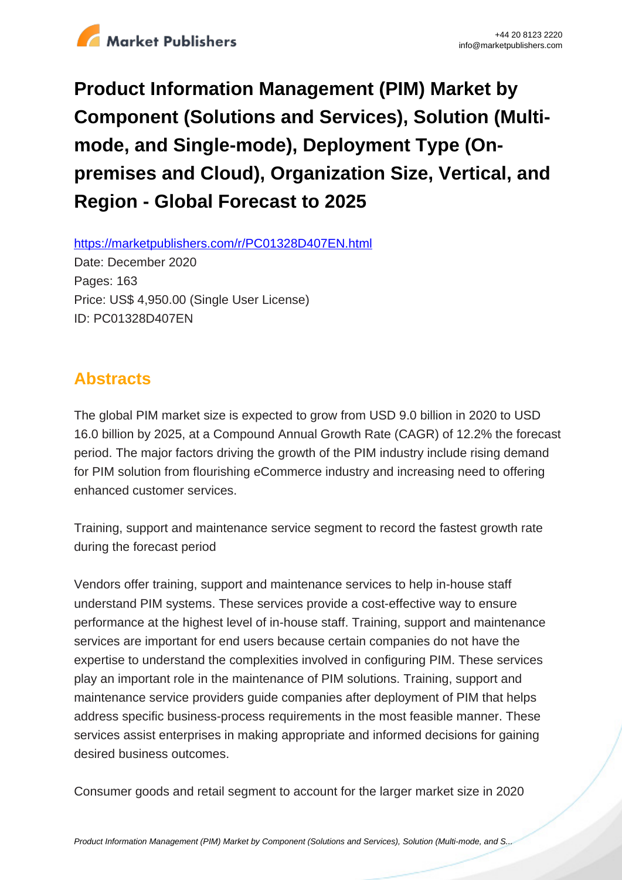# Product Information Management (PIM) Market by Component (Solutions and Services), Solution (Multi-mode, and Single-mode), Deployment Type (On-premises and Cloud), Organization Size, Vertical, and Region - Global Forecast to 2025

https://marketpublishers.com/r/PC01328D407EN.html

Date: December 2020

Pages: 163

Price: US$ 4,950.00 (Single User License)

ID: PC01328D407EN

## Abstracts

The global PIM market size is expected to grow from USD 9.0 billion in 2020 to USD 16.0 billion by 2025, at a Compound Annual Growth Rate (CAGR) of 12.2% the forecast period. The major factors driving the growth of the PIM industry include rising demand for PIM solution from flourishing eCommerce industry and increasing need to offering enhanced customer services.

Training, support and maintenance service segment to record the fastest growth rate during the forecast period

Vendors offer training, support and maintenance services to help in-house staff understand PIM systems. These services provide a cost-effective way to ensure performance at the highest level of in-house staff. Training, support and maintenance services are important for end users because certain companies do not have the expertise to understand the complexities involved in configuring PIM. These services play an important role in the maintenance of PIM solutions. Training, support and maintenance service providers guide companies after deployment of PIM that helps address specific business-process requirements in the most feasible manner. These services assist enterprises in making appropriate and informed decisions for gaining desired business outcomes.

Consumer goods and retail segment to account for the larger market size in 2020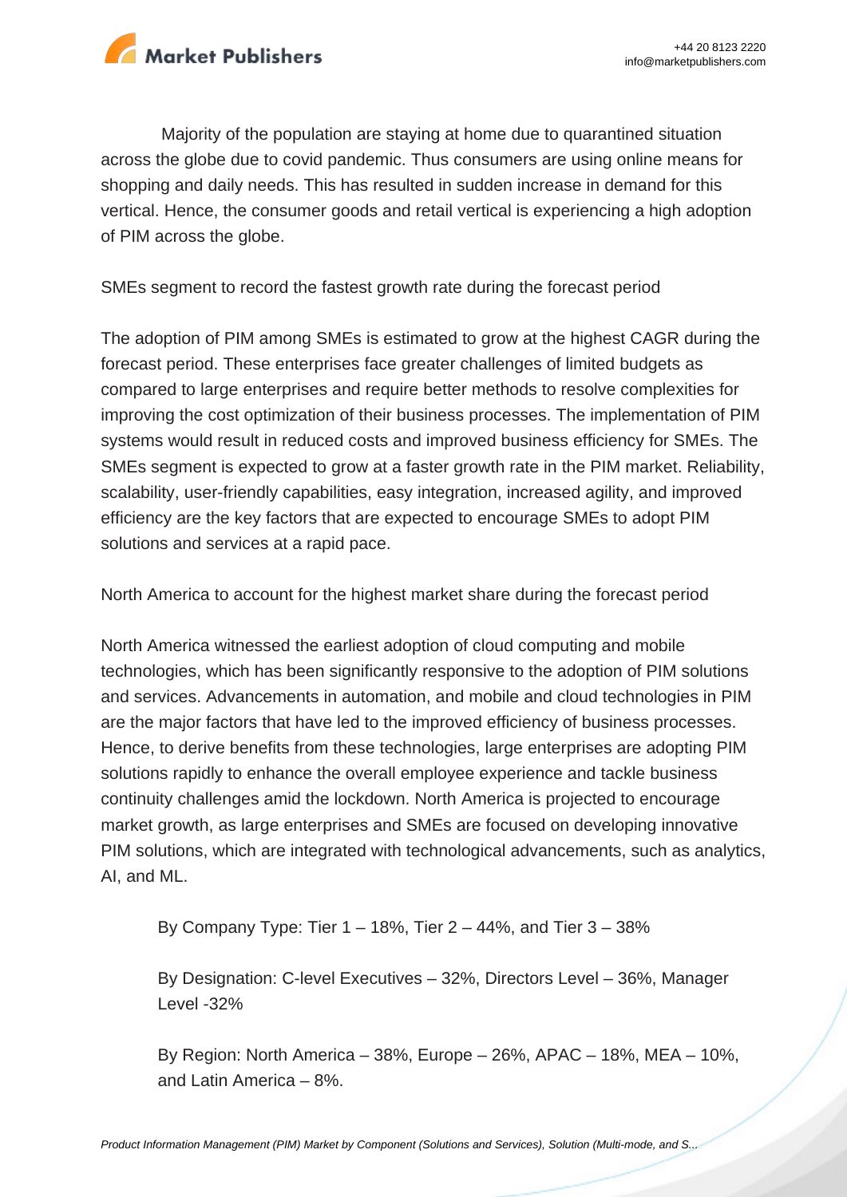Majority of the population are staying at home due to quarantined situation across the globe due to covid pandemic. Thus consumers are using online means for shopping and daily needs. This has resulted in sudden increase in demand for this vertical. Hence, the consumer goods and retail vertical is experiencing a high adoption of PIM across the globe.

SMEs segment to record the fastest growth rate during the forecast period

The adoption of PIM among SMEs is estimated to grow at the highest CAGR during the forecast period. These enterprises face greater challenges of limited budgets as compared to large enterprises and require better methods to resolve complexities for improving the cost optimization of their business processes. The implementation of PIM systems would result in reduced costs and improved business efficiency for SMEs. The SMEs segment is expected to grow at a faster growth rate in the PIM market. Reliability, scalability, user-friendly capabilities, easy integration, increased agility, and improved efficiency are the key factors that are expected to encourage SMEs to adopt PIM solutions and services at a rapid pace.

North America to account for the highest market share during the forecast period

North America witnessed the earliest adoption of cloud computing and mobile technologies, which has been significantly responsive to the adoption of PIM solutions and services. Advancements in automation, and mobile and cloud technologies in PIM are the major factors that have led to the improved efficiency of business processes. Hence, to derive benefits from these technologies, large enterprises are adopting PIM solutions rapidly to enhance the overall employee experience and tackle business continuity challenges amid the lockdown. North America is projected to encourage market growth, as large enterprises and SMEs are focused on developing innovative PIM solutions, which are integrated with technological advancements, such as analytics, AI, and ML.

- By Company Type: Tier 1 – 18%, Tier 2 – 44%, and Tier 3 – 38%
- By Designation: C-level Executives – 32%, Directors Level – 36%, Manager Level -32%
- By Region: North America – 38%, Europe – 26%, APAC – 18%, MEA – 10%, and Latin America – 8%.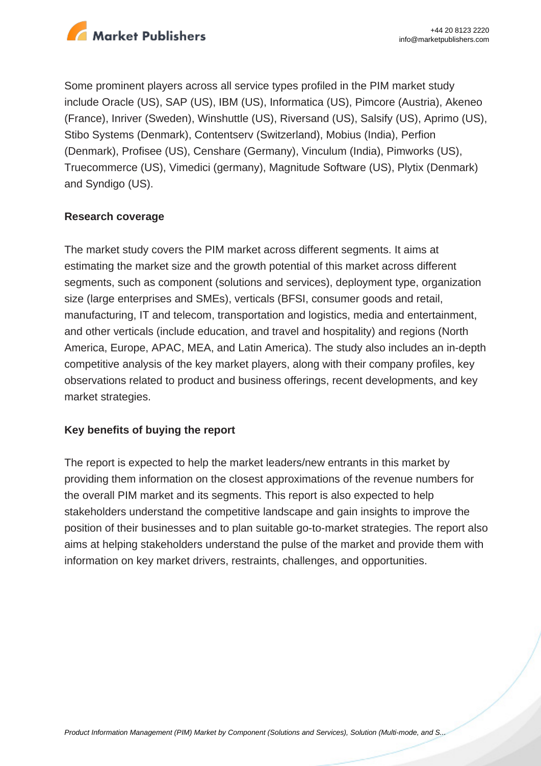Some prominent players across all service types profiled in the PIM market study include Oracle (US), SAP (US), IBM (US), Informatica (US), Pimcore (Austria), Akeneo (France), Inriver (Sweden), Winshuttle (US), Riversand (US), Salsify (US), Aprimo (US), Stibo Systems (Denmark), Contentserv (Switzerland), Mobius (India), Perfion (Denmark), Profisee (US), Censhare (Germany), Vinculum (India), Pimworks (US), Truecommerce (US), Vimedici (germany), Magnitude Software (US), Plytix (Denmark) and Syndigo (US).

**Research coverage**

The market study covers the PIM market across different segments. It aims at estimating the market size and the growth potential of this market across different segments, such as component (solutions and services), deployment type, organization size (large enterprises and SMEs), verticals (BFSI, consumer goods and retail, manufacturing, IT and telecom, transportation and logistics, media and entertainment, and other verticals (include education, and travel and hospitality) and regions (North America, Europe, APAC, MEA, and Latin America). The study also includes an in-depth competitive analysis of the key market players, along with their company profiles, key observations related to product and business offerings, recent developments, and key market strategies.

**Key benefits of buying the report**

The report is expected to help the market leaders/new entrants in this market by providing them information on the closest approximations of the revenue numbers for the overall PIM market and its segments. This report is also expected to help stakeholders understand the competitive landscape and gain insights to improve the position of their businesses and to plan suitable go-to-market strategies. The report also aims at helping stakeholders understand the pulse of the market and provide them with information on key market drivers, restraints, challenges, and opportunities.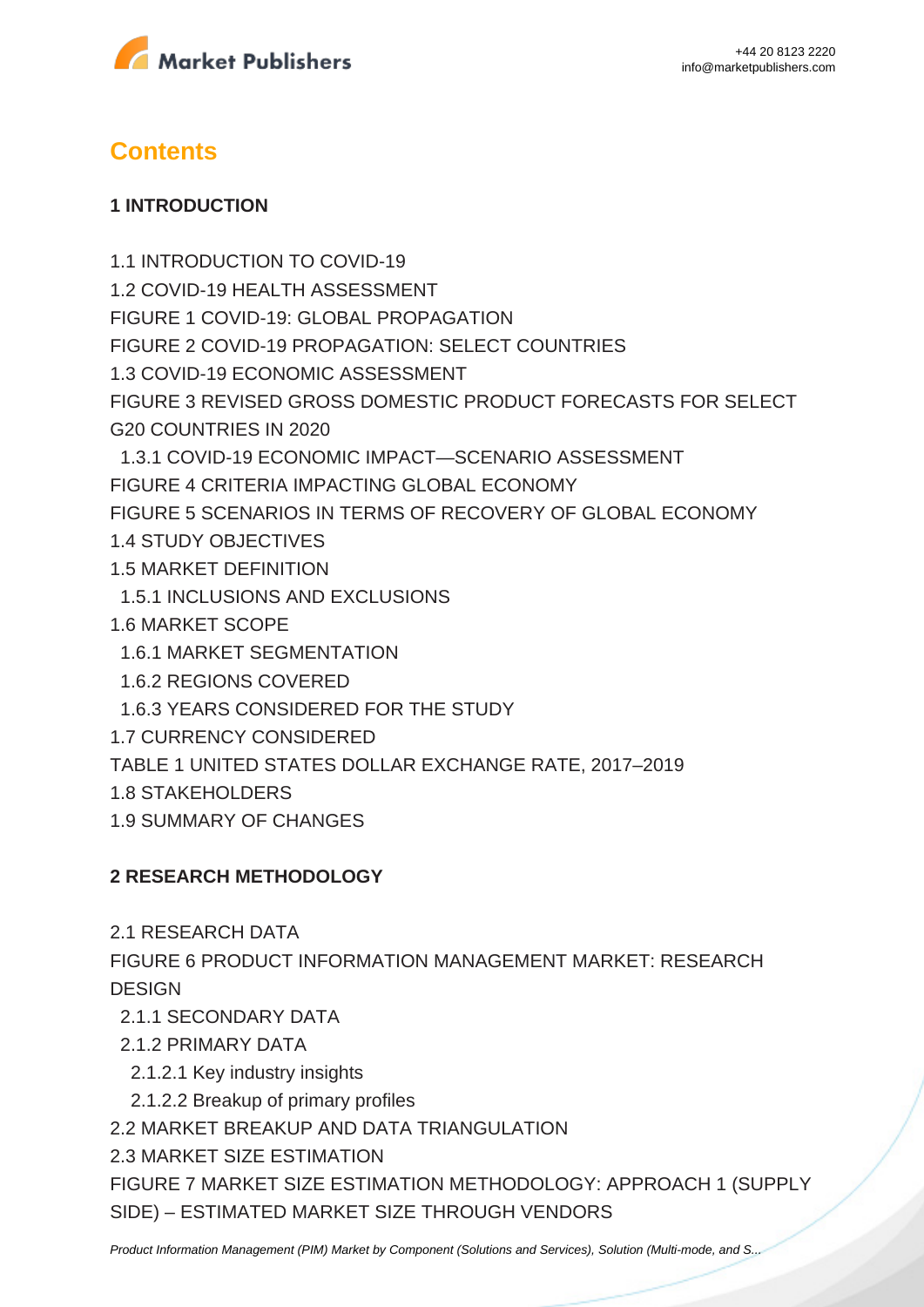## Contents

### 1 INTRODUCTION

1.1 INTRODUCTION TO COVID-19
1.2 COVID-19 HEALTH ASSESSMENT
FIGURE 1 COVID-19: GLOBAL PROPAGATION
FIGURE 2 COVID-19 PROPAGATION: SELECT COUNTRIES
1.3 COVID-19 ECONOMIC ASSESSMENT
FIGURE 3 REVISED GROSS DOMESTIC PRODUCT FORECASTS FOR SELECT G20 COUNTRIES IN 2020
  1.3.1 COVID-19 ECONOMIC IMPACT—SCENARIO ASSESSMENT
FIGURE 4 CRITERIA IMPACTING GLOBAL ECONOMY
FIGURE 5 SCENARIOS IN TERMS OF RECOVERY OF GLOBAL ECONOMY
1.4 STUDY OBJECTIVES
1.5 MARKET DEFINITION
  1.5.1 INCLUSIONS AND EXCLUSIONS
1.6 MARKET SCOPE
  1.6.1 MARKET SEGMENTATION
  1.6.2 REGIONS COVERED
  1.6.3 YEARS CONSIDERED FOR THE STUDY
1.7 CURRENCY CONSIDERED
TABLE 1 UNITED STATES DOLLAR EXCHANGE RATE, 2017–2019
1.8 STAKEHOLDERS
1.9 SUMMARY OF CHANGES

### 2 RESEARCH METHODOLOGY

2.1 RESEARCH DATA
FIGURE 6 PRODUCT INFORMATION MANAGEMENT MARKET: RESEARCH DESIGN
  2.1.1 SECONDARY DATA
  2.1.2 PRIMARY DATA
    2.1.2.1 Key industry insights
    2.1.2.2 Breakup of primary profiles
2.2 MARKET BREAKUP AND DATA TRIANGULATION
2.3 MARKET SIZE ESTIMATION
FIGURE 7 MARKET SIZE ESTIMATION METHODOLOGY: APPROACH 1 (SUPPLY SIDE) – ESTIMATED MARKET SIZE THROUGH VENDORS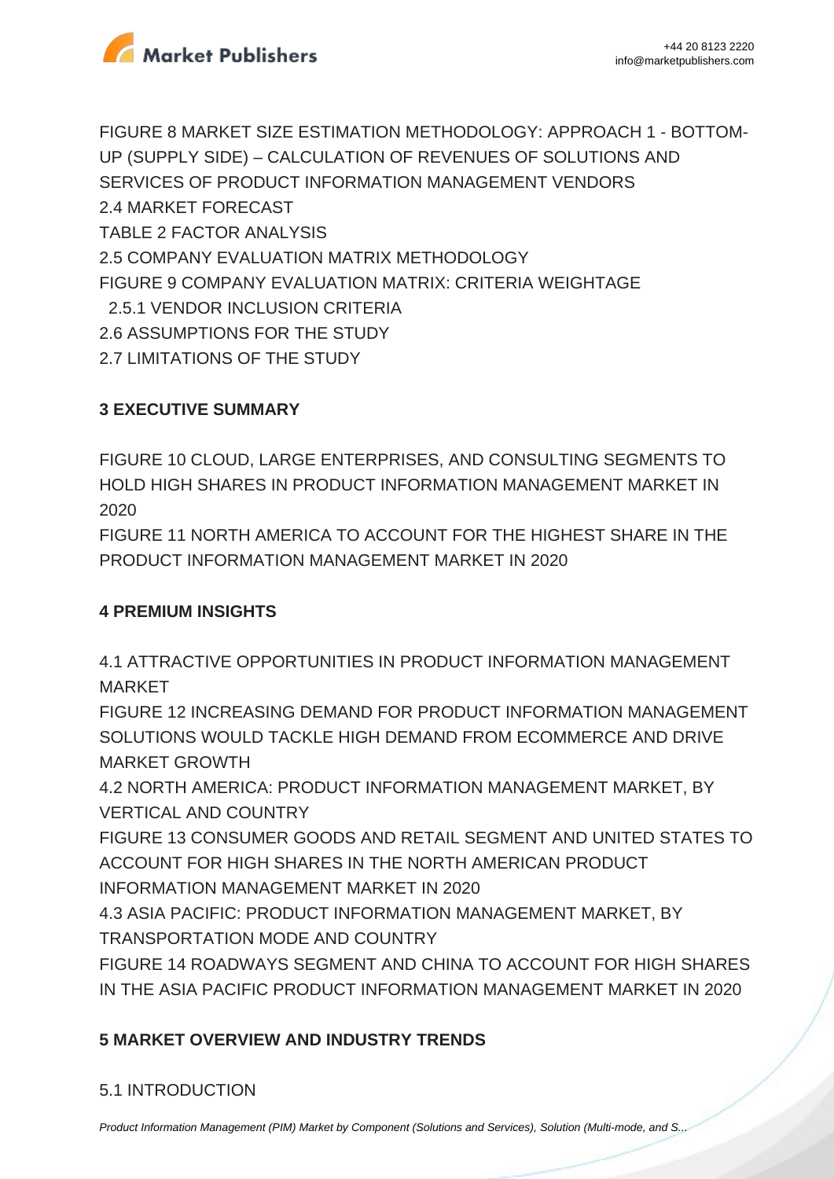FIGURE 8 MARKET SIZE ESTIMATION METHODOLOGY: APPROACH 1 - BOTTOM-UP (SUPPLY SIDE) – CALCULATION OF REVENUES OF SOLUTIONS AND SERVICES OF PRODUCT INFORMATION MANAGEMENT VENDORS
2.4 MARKET FORECAST
TABLE 2 FACTOR ANALYSIS
2.5 COMPANY EVALUATION MATRIX METHODOLOGY
FIGURE 9 COMPANY EVALUATION MATRIX: CRITERIA WEIGHTAGE
 2.5.1 VENDOR INCLUSION CRITERIA
2.6 ASSUMPTIONS FOR THE STUDY
2.7 LIMITATIONS OF THE STUDY

**3 EXECUTIVE SUMMARY**

FIGURE 10 CLOUD, LARGE ENTERPRISES, AND CONSULTING SEGMENTS TO HOLD HIGH SHARES IN PRODUCT INFORMATION MANAGEMENT MARKET IN 2020
FIGURE 11 NORTH AMERICA TO ACCOUNT FOR THE HIGHEST SHARE IN THE PRODUCT INFORMATION MANAGEMENT MARKET IN 2020

**4 PREMIUM INSIGHTS**

4.1 ATTRACTIVE OPPORTUNITIES IN PRODUCT INFORMATION MANAGEMENT MARKET
FIGURE 12 INCREASING DEMAND FOR PRODUCT INFORMATION MANAGEMENT SOLUTIONS WOULD TACKLE HIGH DEMAND FROM ECOMMERCE AND DRIVE MARKET GROWTH
4.2 NORTH AMERICA: PRODUCT INFORMATION MANAGEMENT MARKET, BY VERTICAL AND COUNTRY
FIGURE 13 CONSUMER GOODS AND RETAIL SEGMENT AND UNITED STATES TO ACCOUNT FOR HIGH SHARES IN THE NORTH AMERICAN PRODUCT INFORMATION MANAGEMENT MARKET IN 2020
4.3 ASIA PACIFIC: PRODUCT INFORMATION MANAGEMENT MARKET, BY TRANSPORTATION MODE AND COUNTRY
FIGURE 14 ROADWAYS SEGMENT AND CHINA TO ACCOUNT FOR HIGH SHARES IN THE ASIA PACIFIC PRODUCT INFORMATION MANAGEMENT MARKET IN 2020

**5 MARKET OVERVIEW AND INDUSTRY TRENDS**

5.1 INTRODUCTION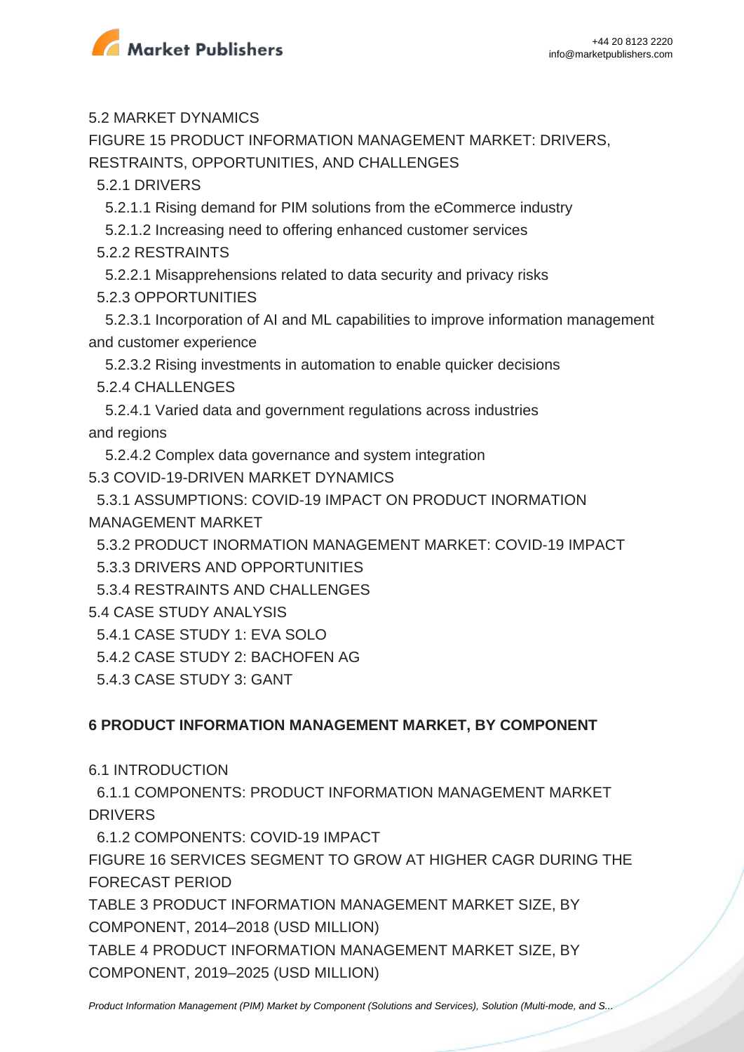5.2 MARKET DYNAMICS

FIGURE 15 PRODUCT INFORMATION MANAGEMENT MARKET: DRIVERS, RESTRAINTS, OPPORTUNITIES, AND CHALLENGES

5.2.1 DRIVERS

5.2.1.1 Rising demand for PIM solutions from the eCommerce industry

5.2.1.2 Increasing need to offering enhanced customer services

5.2.2 RESTRAINTS

5.2.2.1 Misapprehensions related to data security and privacy risks

5.2.3 OPPORTUNITIES

5.2.3.1 Incorporation of AI and ML capabilities to improve information management and customer experience

5.2.3.2 Rising investments in automation to enable quicker decisions

5.2.4 CHALLENGES

5.2.4.1 Varied data and government regulations across industries and regions

5.2.4.2 Complex data governance and system integration

5.3 COVID-19-DRIVEN MARKET DYNAMICS

5.3.1 ASSUMPTIONS: COVID-19 IMPACT ON PRODUCT INORMATION MANAGEMENT MARKET

5.3.2 PRODUCT INORMATION MANAGEMENT MARKET: COVID-19 IMPACT

5.3.3 DRIVERS AND OPPORTUNITIES

5.3.4 RESTRAINTS AND CHALLENGES

5.4 CASE STUDY ANALYSIS

5.4.1 CASE STUDY 1: EVA SOLO

5.4.2 CASE STUDY 2: BACHOFEN AG

5.4.3 CASE STUDY 3: GANT

**6 PRODUCT INFORMATION MANAGEMENT MARKET, BY COMPONENT**

6.1 INTRODUCTION

6.1.1 COMPONENTS: PRODUCT INFORMATION MANAGEMENT MARKET DRIVERS

6.1.2 COMPONENTS: COVID-19 IMPACT

FIGURE 16 SERVICES SEGMENT TO GROW AT HIGHER CAGR DURING THE FORECAST PERIOD

TABLE 3 PRODUCT INFORMATION MANAGEMENT MARKET SIZE, BY COMPONENT, 2014–2018 (USD MILLION)

TABLE 4 PRODUCT INFORMATION MANAGEMENT MARKET SIZE, BY COMPONENT, 2019–2025 (USD MILLION)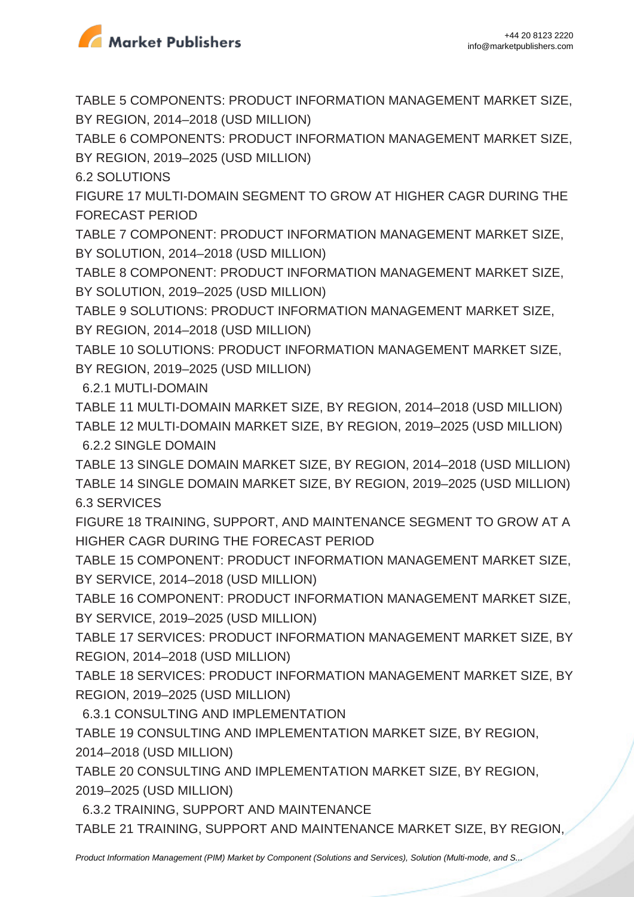TABLE 5 COMPONENTS: PRODUCT INFORMATION MANAGEMENT MARKET SIZE, BY REGION, 2014–2018 (USD MILLION)

TABLE 6 COMPONENTS: PRODUCT INFORMATION MANAGEMENT MARKET SIZE, BY REGION, 2019–2025 (USD MILLION)

6.2 SOLUTIONS

FIGURE 17 MULTI-DOMAIN SEGMENT TO GROW AT HIGHER CAGR DURING THE FORECAST PERIOD

TABLE 7 COMPONENT: PRODUCT INFORMATION MANAGEMENT MARKET SIZE, BY SOLUTION, 2014–2018 (USD MILLION)

TABLE 8 COMPONENT: PRODUCT INFORMATION MANAGEMENT MARKET SIZE, BY SOLUTION, 2019–2025 (USD MILLION)

TABLE 9 SOLUTIONS: PRODUCT INFORMATION MANAGEMENT MARKET SIZE, BY REGION, 2014–2018 (USD MILLION)

TABLE 10 SOLUTIONS: PRODUCT INFORMATION MANAGEMENT MARKET SIZE, BY REGION, 2019–2025 (USD MILLION)

6.2.1 MUTLI-DOMAIN

TABLE 11 MULTI-DOMAIN MARKET SIZE, BY REGION, 2014–2018 (USD MILLION)

TABLE 12 MULTI-DOMAIN MARKET SIZE, BY REGION, 2019–2025 (USD MILLION)

6.2.2 SINGLE DOMAIN

TABLE 13 SINGLE DOMAIN MARKET SIZE, BY REGION, 2014–2018 (USD MILLION)

TABLE 14 SINGLE DOMAIN MARKET SIZE, BY REGION, 2019–2025 (USD MILLION)

6.3 SERVICES

FIGURE 18 TRAINING, SUPPORT, AND MAINTENANCE SEGMENT TO GROW AT A HIGHER CAGR DURING THE FORECAST PERIOD

TABLE 15 COMPONENT: PRODUCT INFORMATION MANAGEMENT MARKET SIZE, BY SERVICE, 2014–2018 (USD MILLION)

TABLE 16 COMPONENT: PRODUCT INFORMATION MANAGEMENT MARKET SIZE, BY SERVICE, 2019–2025 (USD MILLION)

TABLE 17 SERVICES: PRODUCT INFORMATION MANAGEMENT MARKET SIZE, BY REGION, 2014–2018 (USD MILLION)

TABLE 18 SERVICES: PRODUCT INFORMATION MANAGEMENT MARKET SIZE, BY REGION, 2019–2025 (USD MILLION)

6.3.1 CONSULTING AND IMPLEMENTATION

TABLE 19 CONSULTING AND IMPLEMENTATION MARKET SIZE, BY REGION, 2014–2018 (USD MILLION)

TABLE 20 CONSULTING AND IMPLEMENTATION MARKET SIZE, BY REGION, 2019–2025 (USD MILLION)

6.3.2 TRAINING, SUPPORT AND MAINTENANCE

TABLE 21 TRAINING, SUPPORT AND MAINTENANCE MARKET SIZE, BY REGION,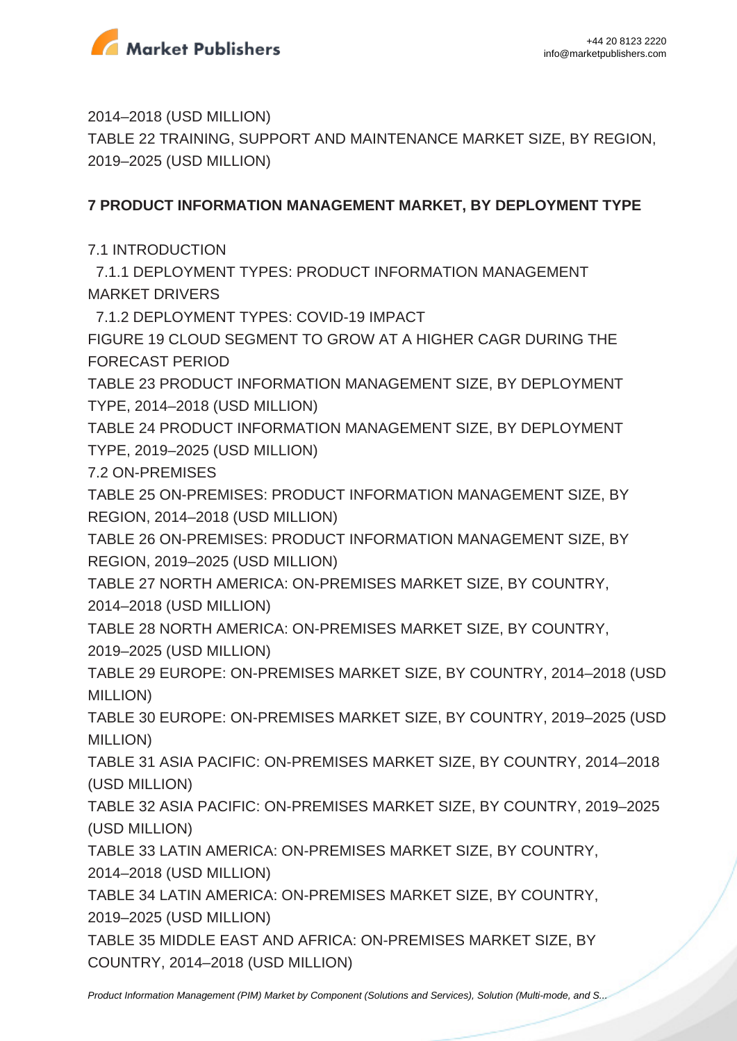2014–2018 (USD MILLION)

TABLE 22 TRAINING, SUPPORT AND MAINTENANCE MARKET SIZE, BY REGION, 2019–2025 (USD MILLION)

**7 PRODUCT INFORMATION MANAGEMENT MARKET, BY DEPLOYMENT TYPE**

7.1 INTRODUCTION

7.1.1 DEPLOYMENT TYPES: PRODUCT INFORMATION MANAGEMENT MARKET DRIVERS

7.1.2 DEPLOYMENT TYPES: COVID-19 IMPACT

FIGURE 19 CLOUD SEGMENT TO GROW AT A HIGHER CAGR DURING THE FORECAST PERIOD

TABLE 23 PRODUCT INFORMATION MANAGEMENT SIZE, BY DEPLOYMENT TYPE, 2014–2018 (USD MILLION)

TABLE 24 PRODUCT INFORMATION MANAGEMENT SIZE, BY DEPLOYMENT TYPE, 2019–2025 (USD MILLION)

7.2 ON-PREMISES

TABLE 25 ON-PREMISES: PRODUCT INFORMATION MANAGEMENT SIZE, BY REGION, 2014–2018 (USD MILLION)

TABLE 26 ON-PREMISES: PRODUCT INFORMATION MANAGEMENT SIZE, BY REGION, 2019–2025 (USD MILLION)

TABLE 27 NORTH AMERICA: ON-PREMISES MARKET SIZE, BY COUNTRY, 2014–2018 (USD MILLION)

TABLE 28 NORTH AMERICA: ON-PREMISES MARKET SIZE, BY COUNTRY, 2019–2025 (USD MILLION)

TABLE 29 EUROPE: ON-PREMISES MARKET SIZE, BY COUNTRY, 2014–2018 (USD MILLION)

TABLE 30 EUROPE: ON-PREMISES MARKET SIZE, BY COUNTRY, 2019–2025 (USD MILLION)

TABLE 31 ASIA PACIFIC: ON-PREMISES MARKET SIZE, BY COUNTRY, 2014–2018 (USD MILLION)

TABLE 32 ASIA PACIFIC: ON-PREMISES MARKET SIZE, BY COUNTRY, 2019–2025 (USD MILLION)

TABLE 33 LATIN AMERICA: ON-PREMISES MARKET SIZE, BY COUNTRY, 2014–2018 (USD MILLION)

TABLE 34 LATIN AMERICA: ON-PREMISES MARKET SIZE, BY COUNTRY, 2019–2025 (USD MILLION)

TABLE 35 MIDDLE EAST AND AFRICA: ON-PREMISES MARKET SIZE, BY COUNTRY, 2014–2018 (USD MILLION)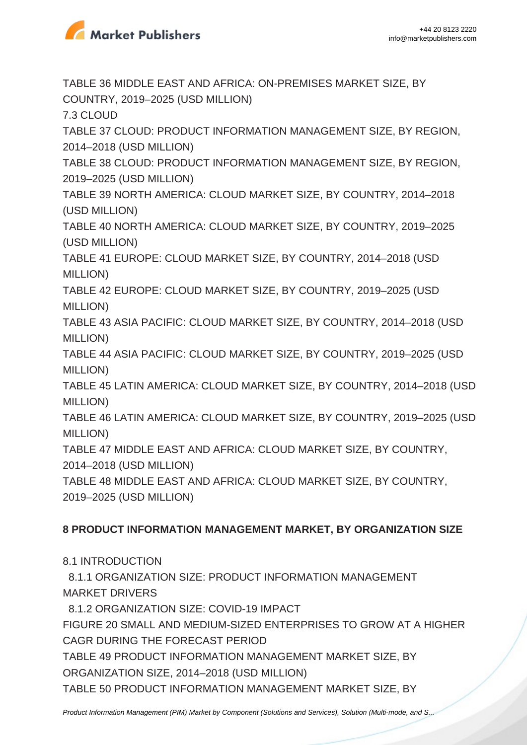TABLE 36 MIDDLE EAST AND AFRICA: ON-PREMISES MARKET SIZE, BY COUNTRY, 2019–2025 (USD MILLION)

7.3 CLOUD

TABLE 37 CLOUD: PRODUCT INFORMATION MANAGEMENT SIZE, BY REGION, 2014–2018 (USD MILLION)

TABLE 38 CLOUD: PRODUCT INFORMATION MANAGEMENT SIZE, BY REGION, 2019–2025 (USD MILLION)

TABLE 39 NORTH AMERICA: CLOUD MARKET SIZE, BY COUNTRY, 2014–2018 (USD MILLION)

TABLE 40 NORTH AMERICA: CLOUD MARKET SIZE, BY COUNTRY, 2019–2025 (USD MILLION)

TABLE 41 EUROPE: CLOUD MARKET SIZE, BY COUNTRY, 2014–2018 (USD MILLION)

TABLE 42 EUROPE: CLOUD MARKET SIZE, BY COUNTRY, 2019–2025 (USD MILLION)

TABLE 43 ASIA PACIFIC: CLOUD MARKET SIZE, BY COUNTRY, 2014–2018 (USD MILLION)

TABLE 44 ASIA PACIFIC: CLOUD MARKET SIZE, BY COUNTRY, 2019–2025 (USD MILLION)

TABLE 45 LATIN AMERICA: CLOUD MARKET SIZE, BY COUNTRY, 2014–2018 (USD MILLION)

TABLE 46 LATIN AMERICA: CLOUD MARKET SIZE, BY COUNTRY, 2019–2025 (USD MILLION)

TABLE 47 MIDDLE EAST AND AFRICA: CLOUD MARKET SIZE, BY COUNTRY, 2014–2018 (USD MILLION)

TABLE 48 MIDDLE EAST AND AFRICA: CLOUD MARKET SIZE, BY COUNTRY, 2019–2025 (USD MILLION)

**8 PRODUCT INFORMATION MANAGEMENT MARKET, BY ORGANIZATION SIZE**

8.1 INTRODUCTION

8.1.1 ORGANIZATION SIZE: PRODUCT INFORMATION MANAGEMENT MARKET DRIVERS

8.1.2 ORGANIZATION SIZE: COVID-19 IMPACT

FIGURE 20 SMALL AND MEDIUM-SIZED ENTERPRISES TO GROW AT A HIGHER CAGR DURING THE FORECAST PERIOD

TABLE 49 PRODUCT INFORMATION MANAGEMENT MARKET SIZE, BY ORGANIZATION SIZE, 2014–2018 (USD MILLION)

TABLE 50 PRODUCT INFORMATION MANAGEMENT MARKET SIZE, BY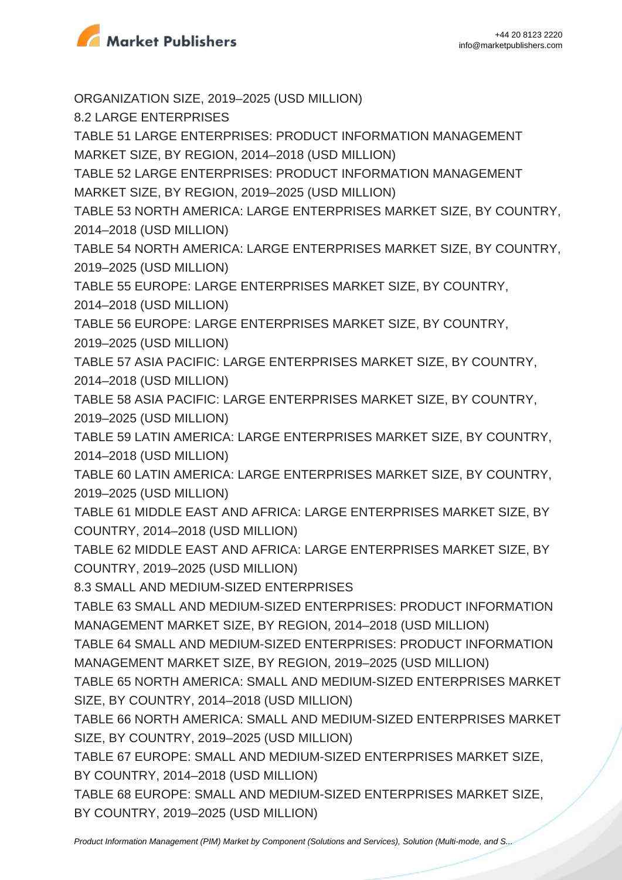ORGANIZATION SIZE, 2019–2025 (USD MILLION)

8.2 LARGE ENTERPRISES

TABLE 51 LARGE ENTERPRISES: PRODUCT INFORMATION MANAGEMENT MARKET SIZE, BY REGION, 2014–2018 (USD MILLION)

TABLE 52 LARGE ENTERPRISES: PRODUCT INFORMATION MANAGEMENT MARKET SIZE, BY REGION, 2019–2025 (USD MILLION)

TABLE 53 NORTH AMERICA: LARGE ENTERPRISES MARKET SIZE, BY COUNTRY, 2014–2018 (USD MILLION)

TABLE 54 NORTH AMERICA: LARGE ENTERPRISES MARKET SIZE, BY COUNTRY, 2019–2025 (USD MILLION)

TABLE 55 EUROPE: LARGE ENTERPRISES MARKET SIZE, BY COUNTRY, 2014–2018 (USD MILLION)

TABLE 56 EUROPE: LARGE ENTERPRISES MARKET SIZE, BY COUNTRY, 2019–2025 (USD MILLION)

TABLE 57 ASIA PACIFIC: LARGE ENTERPRISES MARKET SIZE, BY COUNTRY, 2014–2018 (USD MILLION)

TABLE 58 ASIA PACIFIC: LARGE ENTERPRISES MARKET SIZE, BY COUNTRY, 2019–2025 (USD MILLION)

TABLE 59 LATIN AMERICA: LARGE ENTERPRISES MARKET SIZE, BY COUNTRY, 2014–2018 (USD MILLION)

TABLE 60 LATIN AMERICA: LARGE ENTERPRISES MARKET SIZE, BY COUNTRY, 2019–2025 (USD MILLION)

TABLE 61 MIDDLE EAST AND AFRICA: LARGE ENTERPRISES MARKET SIZE, BY COUNTRY, 2014–2018 (USD MILLION)

TABLE 62 MIDDLE EAST AND AFRICA: LARGE ENTERPRISES MARKET SIZE, BY COUNTRY, 2019–2025 (USD MILLION)

8.3 SMALL AND MEDIUM-SIZED ENTERPRISES

TABLE 63 SMALL AND MEDIUM-SIZED ENTERPRISES: PRODUCT INFORMATION MANAGEMENT MARKET SIZE, BY REGION, 2014–2018 (USD MILLION)

TABLE 64 SMALL AND MEDIUM-SIZED ENTERPRISES: PRODUCT INFORMATION MANAGEMENT MARKET SIZE, BY REGION, 2019–2025 (USD MILLION)

TABLE 65 NORTH AMERICA: SMALL AND MEDIUM-SIZED ENTERPRISES MARKET SIZE, BY COUNTRY, 2014–2018 (USD MILLION)

TABLE 66 NORTH AMERICA: SMALL AND MEDIUM-SIZED ENTERPRISES MARKET SIZE, BY COUNTRY, 2019–2025 (USD MILLION)

TABLE 67 EUROPE: SMALL AND MEDIUM-SIZED ENTERPRISES MARKET SIZE, BY COUNTRY, 2014–2018 (USD MILLION)

TABLE 68 EUROPE: SMALL AND MEDIUM-SIZED ENTERPRISES MARKET SIZE, BY COUNTRY, 2019–2025 (USD MILLION)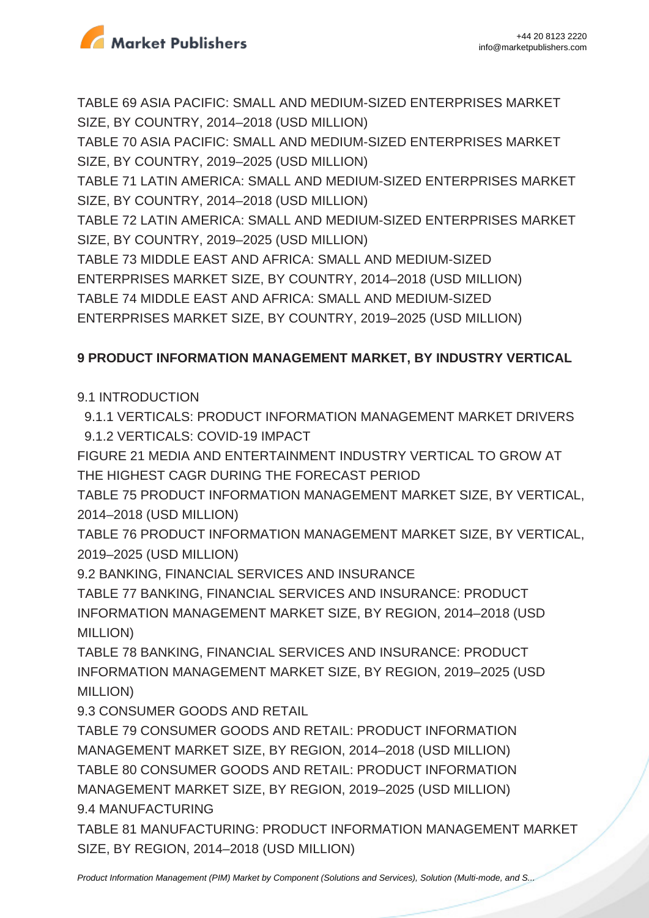TABLE 69 ASIA PACIFIC: SMALL AND MEDIUM-SIZED ENTERPRISES MARKET SIZE, BY COUNTRY, 2014–2018 (USD MILLION)
TABLE 70 ASIA PACIFIC: SMALL AND MEDIUM-SIZED ENTERPRISES MARKET SIZE, BY COUNTRY, 2019–2025 (USD MILLION)
TABLE 71 LATIN AMERICA: SMALL AND MEDIUM-SIZED ENTERPRISES MARKET SIZE, BY COUNTRY, 2014–2018 (USD MILLION)
TABLE 72 LATIN AMERICA: SMALL AND MEDIUM-SIZED ENTERPRISES MARKET SIZE, BY COUNTRY, 2019–2025 (USD MILLION)
TABLE 73 MIDDLE EAST AND AFRICA: SMALL AND MEDIUM-SIZED ENTERPRISES MARKET SIZE, BY COUNTRY, 2014–2018 (USD MILLION)
TABLE 74 MIDDLE EAST AND AFRICA: SMALL AND MEDIUM-SIZED ENTERPRISES MARKET SIZE, BY COUNTRY, 2019–2025 (USD MILLION)

**9 PRODUCT INFORMATION MANAGEMENT MARKET, BY INDUSTRY VERTICAL**

9.1 INTRODUCTION
  9.1.1 VERTICALS: PRODUCT INFORMATION MANAGEMENT MARKET DRIVERS
  9.1.2 VERTICALS: COVID-19 IMPACT
FIGURE 21 MEDIA AND ENTERTAINMENT INDUSTRY VERTICAL TO GROW AT THE HIGHEST CAGR DURING THE FORECAST PERIOD
TABLE 75 PRODUCT INFORMATION MANAGEMENT MARKET SIZE, BY VERTICAL, 2014–2018 (USD MILLION)
TABLE 76 PRODUCT INFORMATION MANAGEMENT MARKET SIZE, BY VERTICAL, 2019–2025 (USD MILLION)
9.2 BANKING, FINANCIAL SERVICES AND INSURANCE
TABLE 77 BANKING, FINANCIAL SERVICES AND INSURANCE: PRODUCT INFORMATION MANAGEMENT MARKET SIZE, BY REGION, 2014–2018 (USD MILLION)
TABLE 78 BANKING, FINANCIAL SERVICES AND INSURANCE: PRODUCT INFORMATION MANAGEMENT MARKET SIZE, BY REGION, 2019–2025 (USD MILLION)
9.3 CONSUMER GOODS AND RETAIL
TABLE 79 CONSUMER GOODS AND RETAIL: PRODUCT INFORMATION MANAGEMENT MARKET SIZE, BY REGION, 2014–2018 (USD MILLION)
TABLE 80 CONSUMER GOODS AND RETAIL: PRODUCT INFORMATION MANAGEMENT MARKET SIZE, BY REGION, 2019–2025 (USD MILLION)
9.4 MANUFACTURING
TABLE 81 MANUFACTURING: PRODUCT INFORMATION MANAGEMENT MARKET SIZE, BY REGION, 2014–2018 (USD MILLION)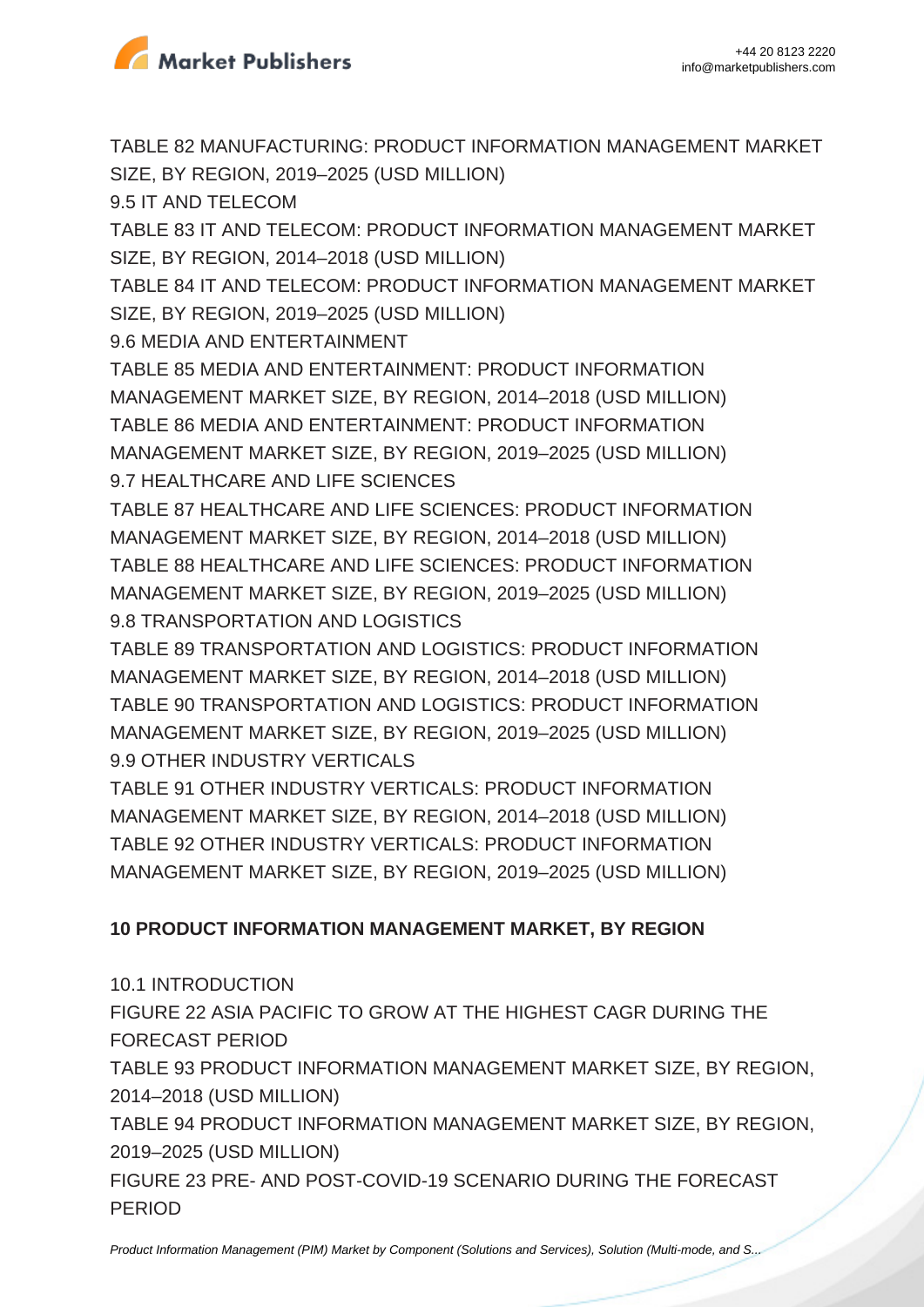TABLE 82 MANUFACTURING: PRODUCT INFORMATION MANAGEMENT MARKET SIZE, BY REGION, 2019–2025 (USD MILLION)

9.5 IT AND TELECOM

TABLE 83 IT AND TELECOM: PRODUCT INFORMATION MANAGEMENT MARKET SIZE, BY REGION, 2014–2018 (USD MILLION)

TABLE 84 IT AND TELECOM: PRODUCT INFORMATION MANAGEMENT MARKET SIZE, BY REGION, 2019–2025 (USD MILLION)

9.6 MEDIA AND ENTERTAINMENT

TABLE 85 MEDIA AND ENTERTAINMENT: PRODUCT INFORMATION MANAGEMENT MARKET SIZE, BY REGION, 2014–2018 (USD MILLION)

TABLE 86 MEDIA AND ENTERTAINMENT: PRODUCT INFORMATION MANAGEMENT MARKET SIZE, BY REGION, 2019–2025 (USD MILLION)

9.7 HEALTHCARE AND LIFE SCIENCES

TABLE 87 HEALTHCARE AND LIFE SCIENCES: PRODUCT INFORMATION MANAGEMENT MARKET SIZE, BY REGION, 2014–2018 (USD MILLION)

TABLE 88 HEALTHCARE AND LIFE SCIENCES: PRODUCT INFORMATION MANAGEMENT MARKET SIZE, BY REGION, 2019–2025 (USD MILLION)

9.8 TRANSPORTATION AND LOGISTICS

TABLE 89 TRANSPORTATION AND LOGISTICS: PRODUCT INFORMATION MANAGEMENT MARKET SIZE, BY REGION, 2014–2018 (USD MILLION)

TABLE 90 TRANSPORTATION AND LOGISTICS: PRODUCT INFORMATION MANAGEMENT MARKET SIZE, BY REGION, 2019–2025 (USD MILLION)

9.9 OTHER INDUSTRY VERTICALS

TABLE 91 OTHER INDUSTRY VERTICALS: PRODUCT INFORMATION MANAGEMENT MARKET SIZE, BY REGION, 2014–2018 (USD MILLION)

TABLE 92 OTHER INDUSTRY VERTICALS: PRODUCT INFORMATION MANAGEMENT MARKET SIZE, BY REGION, 2019–2025 (USD MILLION)

## 10 PRODUCT INFORMATION MANAGEMENT MARKET, BY REGION

10.1 INTRODUCTION

FIGURE 22 ASIA PACIFIC TO GROW AT THE HIGHEST CAGR DURING THE FORECAST PERIOD

TABLE 93 PRODUCT INFORMATION MANAGEMENT MARKET SIZE, BY REGION, 2014–2018 (USD MILLION)

TABLE 94 PRODUCT INFORMATION MANAGEMENT MARKET SIZE, BY REGION, 2019–2025 (USD MILLION)

FIGURE 23 PRE- AND POST-COVID-19 SCENARIO DURING THE FORECAST PERIOD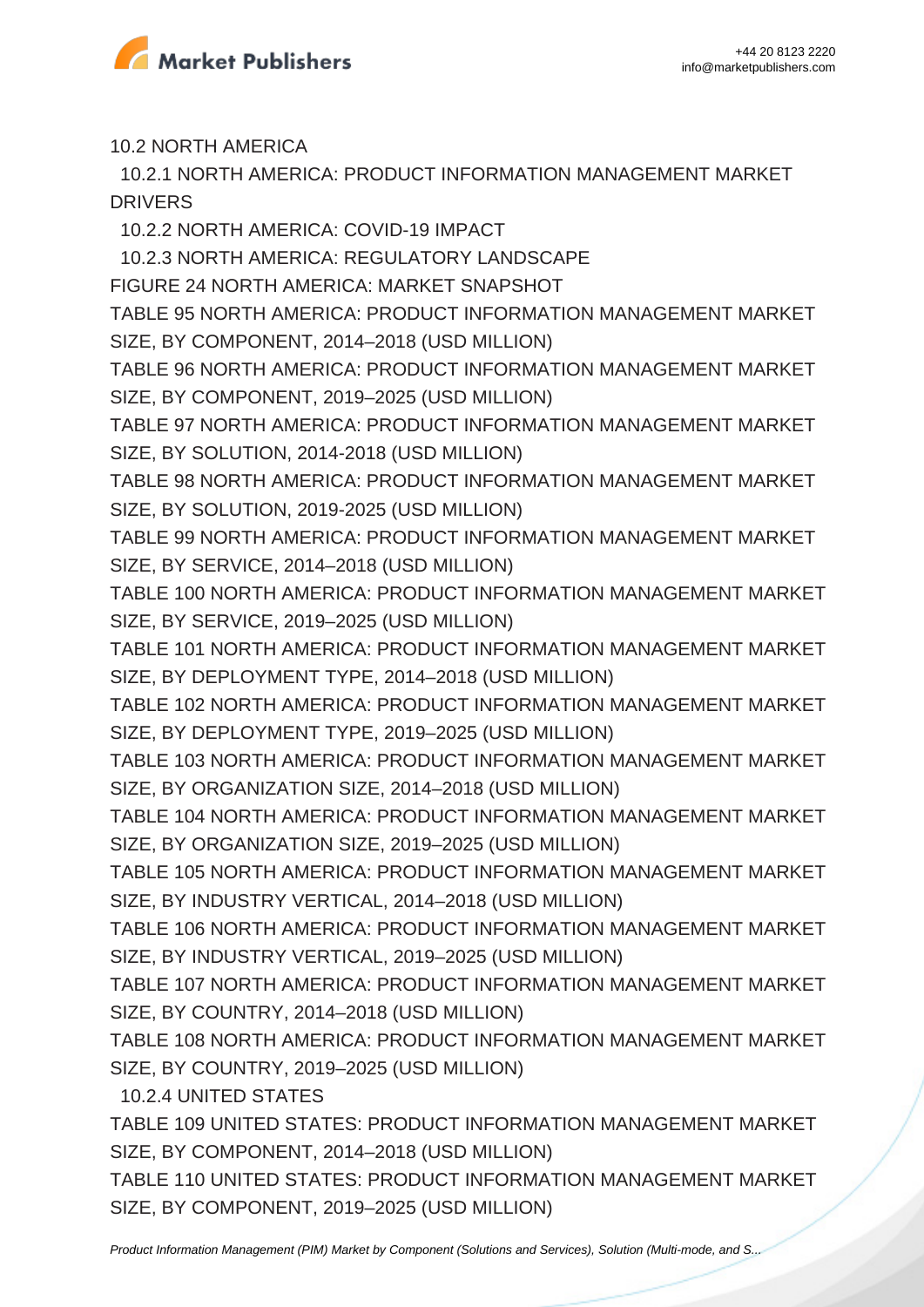10.2 NORTH AMERICA

10.2.1 NORTH AMERICA: PRODUCT INFORMATION MANAGEMENT MARKET DRIVERS

10.2.2 NORTH AMERICA: COVID-19 IMPACT

10.2.3 NORTH AMERICA: REGULATORY LANDSCAPE

FIGURE 24 NORTH AMERICA: MARKET SNAPSHOT

TABLE 95 NORTH AMERICA: PRODUCT INFORMATION MANAGEMENT MARKET SIZE, BY COMPONENT, 2014–2018 (USD MILLION)

TABLE 96 NORTH AMERICA: PRODUCT INFORMATION MANAGEMENT MARKET SIZE, BY COMPONENT, 2019–2025 (USD MILLION)

TABLE 97 NORTH AMERICA: PRODUCT INFORMATION MANAGEMENT MARKET SIZE, BY SOLUTION, 2014-2018 (USD MILLION)

TABLE 98 NORTH AMERICA: PRODUCT INFORMATION MANAGEMENT MARKET SIZE, BY SOLUTION, 2019-2025 (USD MILLION)

TABLE 99 NORTH AMERICA: PRODUCT INFORMATION MANAGEMENT MARKET SIZE, BY SERVICE, 2014–2018 (USD MILLION)

TABLE 100 NORTH AMERICA: PRODUCT INFORMATION MANAGEMENT MARKET SIZE, BY SERVICE, 2019–2025 (USD MILLION)

TABLE 101 NORTH AMERICA: PRODUCT INFORMATION MANAGEMENT MARKET SIZE, BY DEPLOYMENT TYPE, 2014–2018 (USD MILLION)

TABLE 102 NORTH AMERICA: PRODUCT INFORMATION MANAGEMENT MARKET SIZE, BY DEPLOYMENT TYPE, 2019–2025 (USD MILLION)

TABLE 103 NORTH AMERICA: PRODUCT INFORMATION MANAGEMENT MARKET SIZE, BY ORGANIZATION SIZE, 2014–2018 (USD MILLION)

TABLE 104 NORTH AMERICA: PRODUCT INFORMATION MANAGEMENT MARKET SIZE, BY ORGANIZATION SIZE, 2019–2025 (USD MILLION)

TABLE 105 NORTH AMERICA: PRODUCT INFORMATION MANAGEMENT MARKET SIZE, BY INDUSTRY VERTICAL, 2014–2018 (USD MILLION)

TABLE 106 NORTH AMERICA: PRODUCT INFORMATION MANAGEMENT MARKET SIZE, BY INDUSTRY VERTICAL, 2019–2025 (USD MILLION)

TABLE 107 NORTH AMERICA: PRODUCT INFORMATION MANAGEMENT MARKET SIZE, BY COUNTRY, 2014–2018 (USD MILLION)

TABLE 108 NORTH AMERICA: PRODUCT INFORMATION MANAGEMENT MARKET SIZE, BY COUNTRY, 2019–2025 (USD MILLION)

10.2.4 UNITED STATES

TABLE 109 UNITED STATES: PRODUCT INFORMATION MANAGEMENT MARKET SIZE, BY COMPONENT, 2014–2018 (USD MILLION)

TABLE 110 UNITED STATES: PRODUCT INFORMATION MANAGEMENT MARKET SIZE, BY COMPONENT, 2019–2025 (USD MILLION)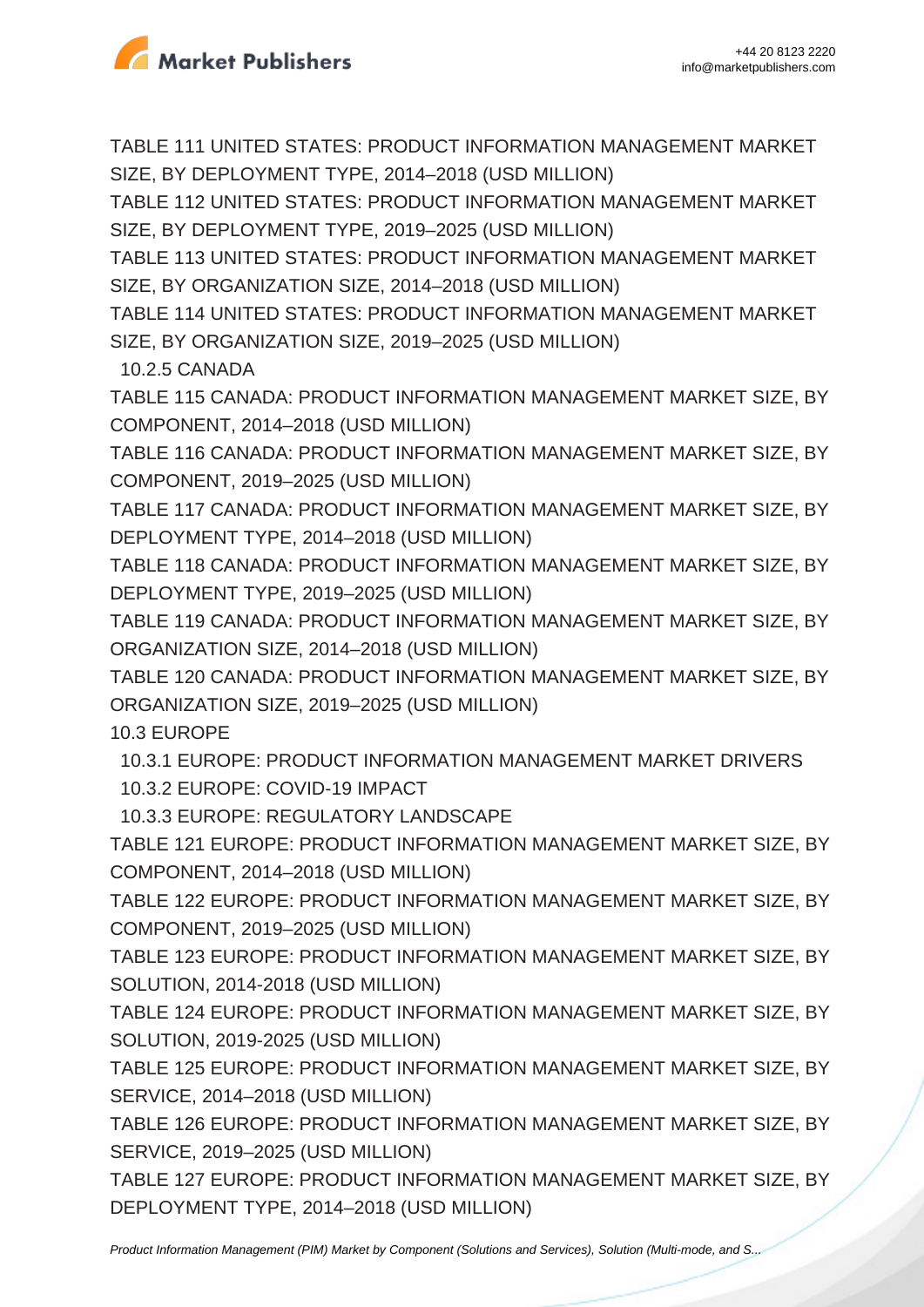TABLE 111 UNITED STATES: PRODUCT INFORMATION MANAGEMENT MARKET SIZE, BY DEPLOYMENT TYPE, 2014–2018 (USD MILLION)

TABLE 112 UNITED STATES: PRODUCT INFORMATION MANAGEMENT MARKET SIZE, BY DEPLOYMENT TYPE, 2019–2025 (USD MILLION)

TABLE 113 UNITED STATES: PRODUCT INFORMATION MANAGEMENT MARKET SIZE, BY ORGANIZATION SIZE, 2014–2018 (USD MILLION)

TABLE 114 UNITED STATES: PRODUCT INFORMATION MANAGEMENT MARKET SIZE, BY ORGANIZATION SIZE, 2019–2025 (USD MILLION)

10.2.5 CANADA

TABLE 115 CANADA: PRODUCT INFORMATION MANAGEMENT MARKET SIZE, BY COMPONENT, 2014–2018 (USD MILLION)

TABLE 116 CANADA: PRODUCT INFORMATION MANAGEMENT MARKET SIZE, BY COMPONENT, 2019–2025 (USD MILLION)

TABLE 117 CANADA: PRODUCT INFORMATION MANAGEMENT MARKET SIZE, BY DEPLOYMENT TYPE, 2014–2018 (USD MILLION)

TABLE 118 CANADA: PRODUCT INFORMATION MANAGEMENT MARKET SIZE, BY DEPLOYMENT TYPE, 2019–2025 (USD MILLION)

TABLE 119 CANADA: PRODUCT INFORMATION MANAGEMENT MARKET SIZE, BY ORGANIZATION SIZE, 2014–2018 (USD MILLION)

TABLE 120 CANADA: PRODUCT INFORMATION MANAGEMENT MARKET SIZE, BY ORGANIZATION SIZE, 2019–2025 (USD MILLION)

10.3 EUROPE

10.3.1 EUROPE: PRODUCT INFORMATION MANAGEMENT MARKET DRIVERS

10.3.2 EUROPE: COVID-19 IMPACT

10.3.3 EUROPE: REGULATORY LANDSCAPE

TABLE 121 EUROPE: PRODUCT INFORMATION MANAGEMENT MARKET SIZE, BY COMPONENT, 2014–2018 (USD MILLION)

TABLE 122 EUROPE: PRODUCT INFORMATION MANAGEMENT MARKET SIZE, BY COMPONENT, 2019–2025 (USD MILLION)

TABLE 123 EUROPE: PRODUCT INFORMATION MANAGEMENT MARKET SIZE, BY SOLUTION, 2014-2018 (USD MILLION)

TABLE 124 EUROPE: PRODUCT INFORMATION MANAGEMENT MARKET SIZE, BY SOLUTION, 2019-2025 (USD MILLION)

TABLE 125 EUROPE: PRODUCT INFORMATION MANAGEMENT MARKET SIZE, BY SERVICE, 2014–2018 (USD MILLION)

TABLE 126 EUROPE: PRODUCT INFORMATION MANAGEMENT MARKET SIZE, BY SERVICE, 2019–2025 (USD MILLION)

TABLE 127 EUROPE: PRODUCT INFORMATION MANAGEMENT MARKET SIZE, BY DEPLOYMENT TYPE, 2014–2018 (USD MILLION)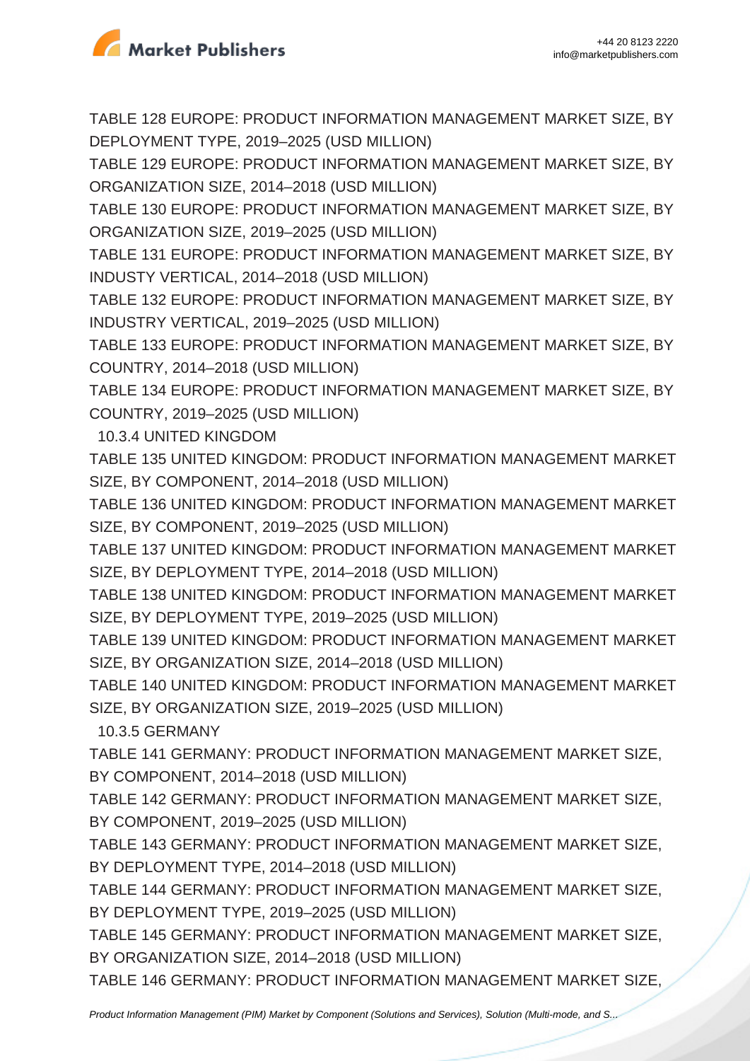TABLE 128 EUROPE: PRODUCT INFORMATION MANAGEMENT MARKET SIZE, BY DEPLOYMENT TYPE, 2019–2025 (USD MILLION)

TABLE 129 EUROPE: PRODUCT INFORMATION MANAGEMENT MARKET SIZE, BY ORGANIZATION SIZE, 2014–2018 (USD MILLION)

TABLE 130 EUROPE: PRODUCT INFORMATION MANAGEMENT MARKET SIZE, BY ORGANIZATION SIZE, 2019–2025 (USD MILLION)

TABLE 131 EUROPE: PRODUCT INFORMATION MANAGEMENT MARKET SIZE, BY INDUSTY VERTICAL, 2014–2018 (USD MILLION)

TABLE 132 EUROPE: PRODUCT INFORMATION MANAGEMENT MARKET SIZE, BY INDUSTRY VERTICAL, 2019–2025 (USD MILLION)

TABLE 133 EUROPE: PRODUCT INFORMATION MANAGEMENT MARKET SIZE, BY COUNTRY, 2014–2018 (USD MILLION)

TABLE 134 EUROPE: PRODUCT INFORMATION MANAGEMENT MARKET SIZE, BY COUNTRY, 2019–2025 (USD MILLION)

10.3.4 UNITED KINGDOM

TABLE 135 UNITED KINGDOM: PRODUCT INFORMATION MANAGEMENT MARKET SIZE, BY COMPONENT, 2014–2018 (USD MILLION)

TABLE 136 UNITED KINGDOM: PRODUCT INFORMATION MANAGEMENT MARKET SIZE, BY COMPONENT, 2019–2025 (USD MILLION)

TABLE 137 UNITED KINGDOM: PRODUCT INFORMATION MANAGEMENT MARKET SIZE, BY DEPLOYMENT TYPE, 2014–2018 (USD MILLION)

TABLE 138 UNITED KINGDOM: PRODUCT INFORMATION MANAGEMENT MARKET SIZE, BY DEPLOYMENT TYPE, 2019–2025 (USD MILLION)

TABLE 139 UNITED KINGDOM: PRODUCT INFORMATION MANAGEMENT MARKET SIZE, BY ORGANIZATION SIZE, 2014–2018 (USD MILLION)

TABLE 140 UNITED KINGDOM: PRODUCT INFORMATION MANAGEMENT MARKET SIZE, BY ORGANIZATION SIZE, 2019–2025 (USD MILLION)

10.3.5 GERMANY

TABLE 141 GERMANY: PRODUCT INFORMATION MANAGEMENT MARKET SIZE, BY COMPONENT, 2014–2018 (USD MILLION)

TABLE 142 GERMANY: PRODUCT INFORMATION MANAGEMENT MARKET SIZE, BY COMPONENT, 2019–2025 (USD MILLION)

TABLE 143 GERMANY: PRODUCT INFORMATION MANAGEMENT MARKET SIZE, BY DEPLOYMENT TYPE, 2014–2018 (USD MILLION)

TABLE 144 GERMANY: PRODUCT INFORMATION MANAGEMENT MARKET SIZE, BY DEPLOYMENT TYPE, 2019–2025 (USD MILLION)

TABLE 145 GERMANY: PRODUCT INFORMATION MANAGEMENT MARKET SIZE, BY ORGANIZATION SIZE, 2014–2018 (USD MILLION)

TABLE 146 GERMANY: PRODUCT INFORMATION MANAGEMENT MARKET SIZE,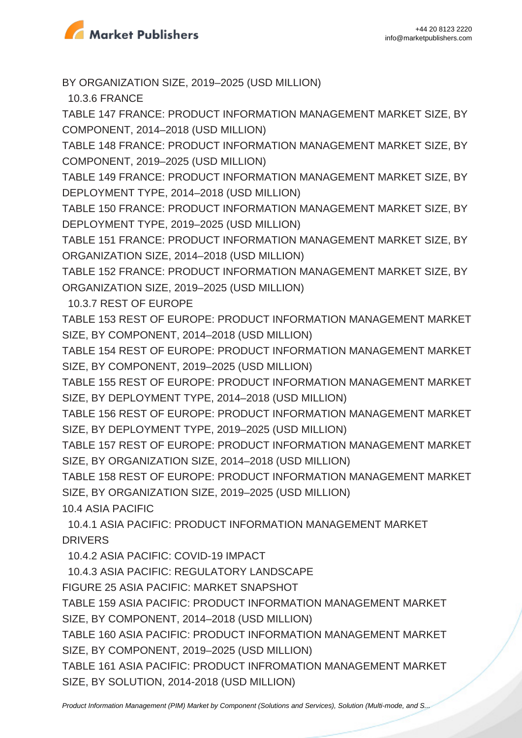BY ORGANIZATION SIZE, 2019–2025 (USD MILLION)

10.3.6 FRANCE

TABLE 147 FRANCE: PRODUCT INFORMATION MANAGEMENT MARKET SIZE, BY COMPONENT, 2014–2018 (USD MILLION)

TABLE 148 FRANCE: PRODUCT INFORMATION MANAGEMENT MARKET SIZE, BY COMPONENT, 2019–2025 (USD MILLION)

TABLE 149 FRANCE: PRODUCT INFORMATION MANAGEMENT MARKET SIZE, BY DEPLOYMENT TYPE, 2014–2018 (USD MILLION)

TABLE 150 FRANCE: PRODUCT INFORMATION MANAGEMENT MARKET SIZE, BY DEPLOYMENT TYPE, 2019–2025 (USD MILLION)

TABLE 151 FRANCE: PRODUCT INFORMATION MANAGEMENT MARKET SIZE, BY ORGANIZATION SIZE, 2014–2018 (USD MILLION)

TABLE 152 FRANCE: PRODUCT INFORMATION MANAGEMENT MARKET SIZE, BY ORGANIZATION SIZE, 2019–2025 (USD MILLION)

10.3.7 REST OF EUROPE

TABLE 153 REST OF EUROPE: PRODUCT INFORMATION MANAGEMENT MARKET SIZE, BY COMPONENT, 2014–2018 (USD MILLION)

TABLE 154 REST OF EUROPE: PRODUCT INFORMATION MANAGEMENT MARKET SIZE, BY COMPONENT, 2019–2025 (USD MILLION)

TABLE 155 REST OF EUROPE: PRODUCT INFORMATION MANAGEMENT MARKET SIZE, BY DEPLOYMENT TYPE, 2014–2018 (USD MILLION)

TABLE 156 REST OF EUROPE: PRODUCT INFORMATION MANAGEMENT MARKET SIZE, BY DEPLOYMENT TYPE, 2019–2025 (USD MILLION)

TABLE 157 REST OF EUROPE: PRODUCT INFORMATION MANAGEMENT MARKET SIZE, BY ORGANIZATION SIZE, 2014–2018 (USD MILLION)

TABLE 158 REST OF EUROPE: PRODUCT INFORMATION MANAGEMENT MARKET SIZE, BY ORGANIZATION SIZE, 2019–2025 (USD MILLION)

10.4 ASIA PACIFIC

10.4.1 ASIA PACIFIC: PRODUCT INFORMATION MANAGEMENT MARKET DRIVERS

10.4.2 ASIA PACIFIC: COVID-19 IMPACT

10.4.3 ASIA PACIFIC: REGULATORY LANDSCAPE

FIGURE 25 ASIA PACIFIC: MARKET SNAPSHOT

TABLE 159 ASIA PACIFIC: PRODUCT INFORMATION MANAGEMENT MARKET SIZE, BY COMPONENT, 2014–2018 (USD MILLION)

TABLE 160 ASIA PACIFIC: PRODUCT INFORMATION MANAGEMENT MARKET SIZE, BY COMPONENT, 2019–2025 (USD MILLION)

TABLE 161 ASIA PACIFIC: PRODUCT INFROMATION MANAGEMENT MARKET SIZE, BY SOLUTION, 2014-2018 (USD MILLION)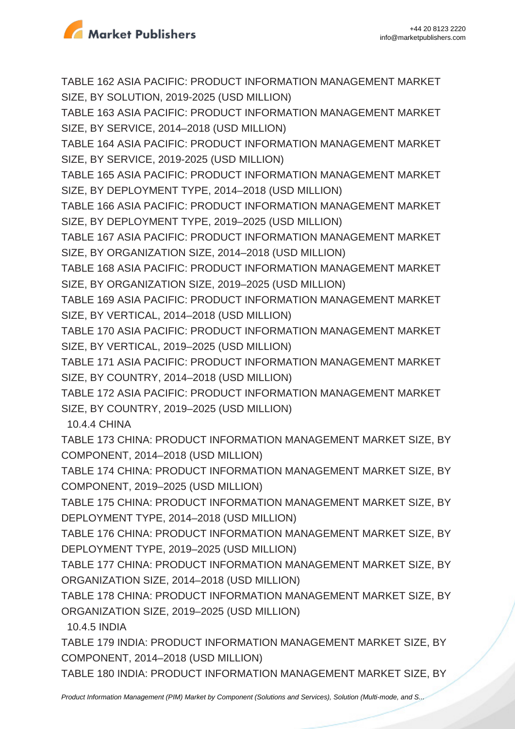TABLE 162 ASIA PACIFIC: PRODUCT INFORMATION MANAGEMENT MARKET SIZE, BY SOLUTION, 2019-2025 (USD MILLION)

TABLE 163 ASIA PACIFIC: PRODUCT INFORMATION MANAGEMENT MARKET SIZE, BY SERVICE, 2014–2018 (USD MILLION)

TABLE 164 ASIA PACIFIC: PRODUCT INFORMATION MANAGEMENT MARKET SIZE, BY SERVICE, 2019-2025 (USD MILLION)

TABLE 165 ASIA PACIFIC: PRODUCT INFORMATION MANAGEMENT MARKET SIZE, BY DEPLOYMENT TYPE, 2014–2018 (USD MILLION)

TABLE 166 ASIA PACIFIC: PRODUCT INFORMATION MANAGEMENT MARKET SIZE, BY DEPLOYMENT TYPE, 2019–2025 (USD MILLION)

TABLE 167 ASIA PACIFIC: PRODUCT INFORMATION MANAGEMENT MARKET SIZE, BY ORGANIZATION SIZE, 2014–2018 (USD MILLION)

TABLE 168 ASIA PACIFIC: PRODUCT INFORMATION MANAGEMENT MARKET SIZE, BY ORGANIZATION SIZE, 2019–2025 (USD MILLION)

TABLE 169 ASIA PACIFIC: PRODUCT INFORMATION MANAGEMENT MARKET SIZE, BY VERTICAL, 2014–2018 (USD MILLION)

TABLE 170 ASIA PACIFIC: PRODUCT INFORMATION MANAGEMENT MARKET SIZE, BY VERTICAL, 2019–2025 (USD MILLION)

TABLE 171 ASIA PACIFIC: PRODUCT INFORMATION MANAGEMENT MARKET SIZE, BY COUNTRY, 2014–2018 (USD MILLION)

TABLE 172 ASIA PACIFIC: PRODUCT INFORMATION MANAGEMENT MARKET SIZE, BY COUNTRY, 2019–2025 (USD MILLION)

10.4.4 CHINA

TABLE 173 CHINA: PRODUCT INFORMATION MANAGEMENT MARKET SIZE, BY COMPONENT, 2014–2018 (USD MILLION)

TABLE 174 CHINA: PRODUCT INFORMATION MANAGEMENT MARKET SIZE, BY COMPONENT, 2019–2025 (USD MILLION)

TABLE 175 CHINA: PRODUCT INFORMATION MANAGEMENT MARKET SIZE, BY DEPLOYMENT TYPE, 2014–2018 (USD MILLION)

TABLE 176 CHINA: PRODUCT INFORMATION MANAGEMENT MARKET SIZE, BY DEPLOYMENT TYPE, 2019–2025 (USD MILLION)

TABLE 177 CHINA: PRODUCT INFORMATION MANAGEMENT MARKET SIZE, BY ORGANIZATION SIZE, 2014–2018 (USD MILLION)

TABLE 178 CHINA: PRODUCT INFORMATION MANAGEMENT MARKET SIZE, BY ORGANIZATION SIZE, 2019–2025 (USD MILLION)

10.4.5 INDIA

TABLE 179 INDIA: PRODUCT INFORMATION MANAGEMENT MARKET SIZE, BY COMPONENT, 2014–2018 (USD MILLION)

TABLE 180 INDIA: PRODUCT INFORMATION MANAGEMENT MARKET SIZE, BY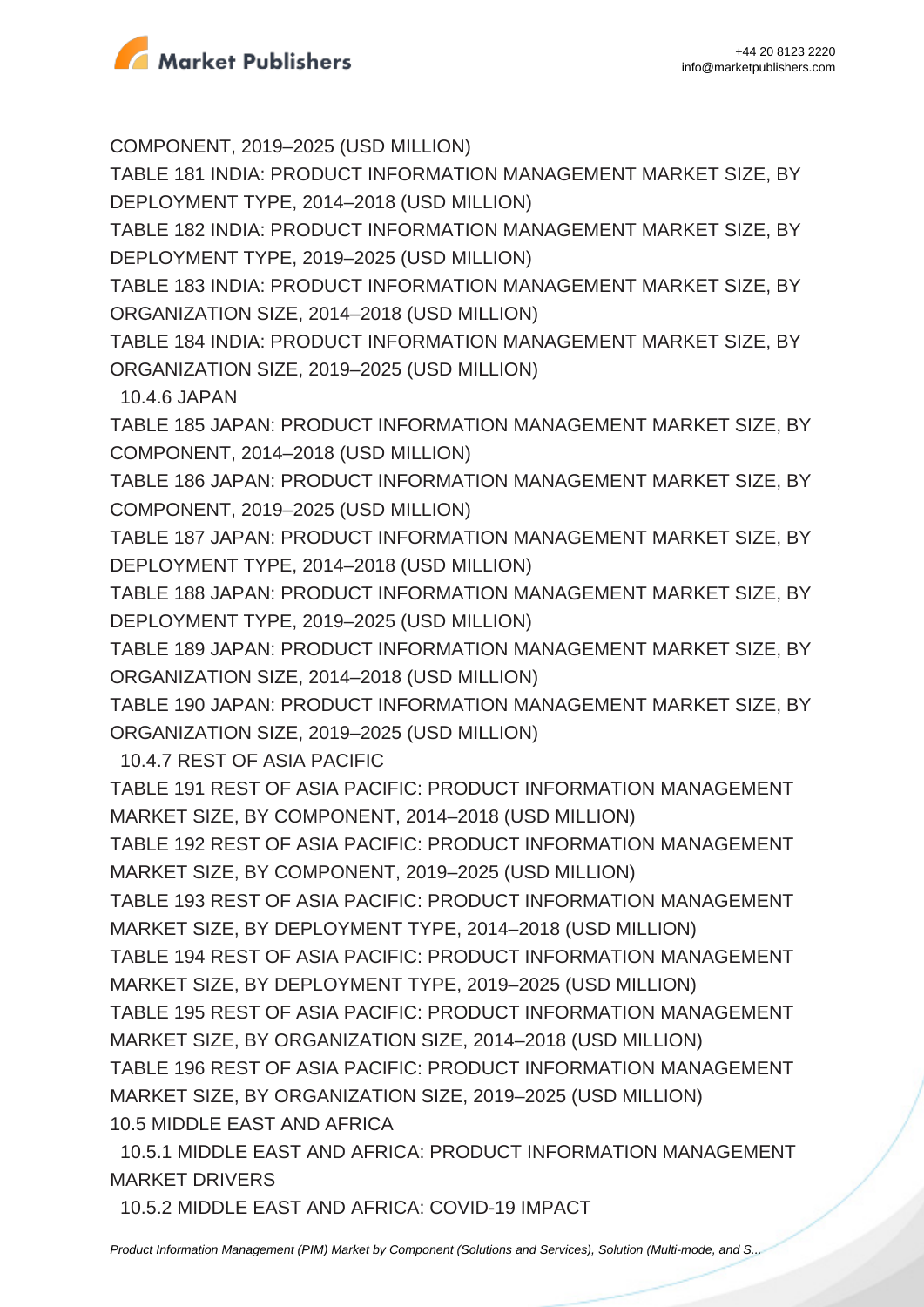COMPONENT, 2019–2025 (USD MILLION)

TABLE 181 INDIA: PRODUCT INFORMATION MANAGEMENT MARKET SIZE, BY DEPLOYMENT TYPE, 2014–2018 (USD MILLION)

TABLE 182 INDIA: PRODUCT INFORMATION MANAGEMENT MARKET SIZE, BY DEPLOYMENT TYPE, 2019–2025 (USD MILLION)

TABLE 183 INDIA: PRODUCT INFORMATION MANAGEMENT MARKET SIZE, BY ORGANIZATION SIZE, 2014–2018 (USD MILLION)

TABLE 184 INDIA: PRODUCT INFORMATION MANAGEMENT MARKET SIZE, BY ORGANIZATION SIZE, 2019–2025 (USD MILLION)

10.4.6 JAPAN

TABLE 185 JAPAN: PRODUCT INFORMATION MANAGEMENT MARKET SIZE, BY COMPONENT, 2014–2018 (USD MILLION)

TABLE 186 JAPAN: PRODUCT INFORMATION MANAGEMENT MARKET SIZE, BY COMPONENT, 2019–2025 (USD MILLION)

TABLE 187 JAPAN: PRODUCT INFORMATION MANAGEMENT MARKET SIZE, BY DEPLOYMENT TYPE, 2014–2018 (USD MILLION)

TABLE 188 JAPAN: PRODUCT INFORMATION MANAGEMENT MARKET SIZE, BY DEPLOYMENT TYPE, 2019–2025 (USD MILLION)

TABLE 189 JAPAN: PRODUCT INFORMATION MANAGEMENT MARKET SIZE, BY ORGANIZATION SIZE, 2014–2018 (USD MILLION)

TABLE 190 JAPAN: PRODUCT INFORMATION MANAGEMENT MARKET SIZE, BY ORGANIZATION SIZE, 2019–2025 (USD MILLION)

10.4.7 REST OF ASIA PACIFIC

TABLE 191 REST OF ASIA PACIFIC: PRODUCT INFORMATION MANAGEMENT MARKET SIZE, BY COMPONENT, 2014–2018 (USD MILLION)

TABLE 192 REST OF ASIA PACIFIC: PRODUCT INFORMATION MANAGEMENT MARKET SIZE, BY COMPONENT, 2019–2025 (USD MILLION)

TABLE 193 REST OF ASIA PACIFIC: PRODUCT INFORMATION MANAGEMENT MARKET SIZE, BY DEPLOYMENT TYPE, 2014–2018 (USD MILLION)

TABLE 194 REST OF ASIA PACIFIC: PRODUCT INFORMATION MANAGEMENT MARKET SIZE, BY DEPLOYMENT TYPE, 2019–2025 (USD MILLION)

TABLE 195 REST OF ASIA PACIFIC: PRODUCT INFORMATION MANAGEMENT MARKET SIZE, BY ORGANIZATION SIZE, 2014–2018 (USD MILLION)

TABLE 196 REST OF ASIA PACIFIC: PRODUCT INFORMATION MANAGEMENT MARKET SIZE, BY ORGANIZATION SIZE, 2019–2025 (USD MILLION)

10.5 MIDDLE EAST AND AFRICA

10.5.1 MIDDLE EAST AND AFRICA: PRODUCT INFORMATION MANAGEMENT MARKET DRIVERS

10.5.2 MIDDLE EAST AND AFRICA: COVID-19 IMPACT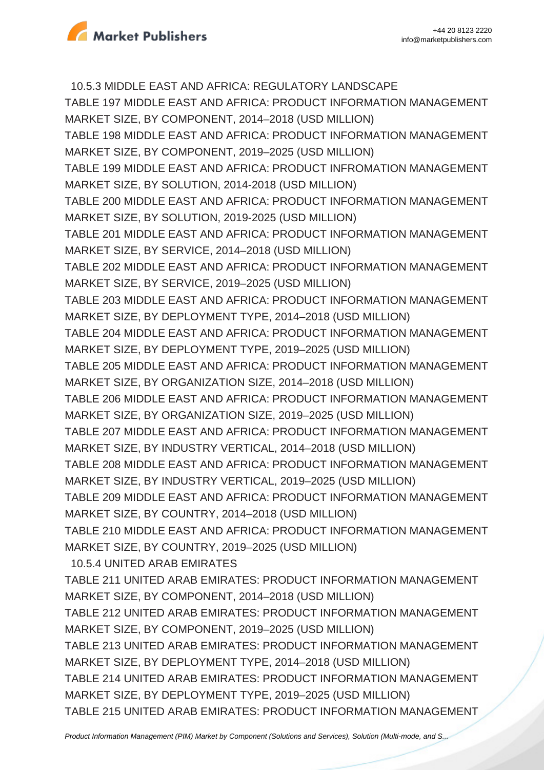10.5.3 MIDDLE EAST AND AFRICA: REGULATORY LANDSCAPE

TABLE 197 MIDDLE EAST AND AFRICA: PRODUCT INFORMATION MANAGEMENT MARKET SIZE, BY COMPONENT, 2014–2018 (USD MILLION)
TABLE 198 MIDDLE EAST AND AFRICA: PRODUCT INFORMATION MANAGEMENT MARKET SIZE, BY COMPONENT, 2019–2025 (USD MILLION)
TABLE 199 MIDDLE EAST AND AFRICA: PRODUCT INFROMATION MANAGEMENT MARKET SIZE, BY SOLUTION, 2014-2018 (USD MILLION)
TABLE 200 MIDDLE EAST AND AFRICA: PRODUCT INFORMATION MANAGEMENT MARKET SIZE, BY SOLUTION, 2019-2025 (USD MILLION)
TABLE 201 MIDDLE EAST AND AFRICA: PRODUCT INFORMATION MANAGEMENT MARKET SIZE, BY SERVICE, 2014–2018 (USD MILLION)
TABLE 202 MIDDLE EAST AND AFRICA: PRODUCT INFORMATION MANAGEMENT MARKET SIZE, BY SERVICE, 2019–2025 (USD MILLION)
TABLE 203 MIDDLE EAST AND AFRICA: PRODUCT INFORMATION MANAGEMENT MARKET SIZE, BY DEPLOYMENT TYPE, 2014–2018 (USD MILLION)
TABLE 204 MIDDLE EAST AND AFRICA: PRODUCT INFORMATION MANAGEMENT MARKET SIZE, BY DEPLOYMENT TYPE, 2019–2025 (USD MILLION)
TABLE 205 MIDDLE EAST AND AFRICA: PRODUCT INFORMATION MANAGEMENT MARKET SIZE, BY ORGANIZATION SIZE, 2014–2018 (USD MILLION)
TABLE 206 MIDDLE EAST AND AFRICA: PRODUCT INFORMATION MANAGEMENT MARKET SIZE, BY ORGANIZATION SIZE, 2019–2025 (USD MILLION)
TABLE 207 MIDDLE EAST AND AFRICA: PRODUCT INFORMATION MANAGEMENT MARKET SIZE, BY INDUSTRY VERTICAL, 2014–2018 (USD MILLION)
TABLE 208 MIDDLE EAST AND AFRICA: PRODUCT INFORMATION MANAGEMENT MARKET SIZE, BY INDUSTRY VERTICAL, 2019–2025 (USD MILLION)
TABLE 209 MIDDLE EAST AND AFRICA: PRODUCT INFORMATION MANAGEMENT MARKET SIZE, BY COUNTRY, 2014–2018 (USD MILLION)
TABLE 210 MIDDLE EAST AND AFRICA: PRODUCT INFORMATION MANAGEMENT MARKET SIZE, BY COUNTRY, 2019–2025 (USD MILLION)

10.5.4 UNITED ARAB EMIRATES

TABLE 211 UNITED ARAB EMIRATES: PRODUCT INFORMATION MANAGEMENT MARKET SIZE, BY COMPONENT, 2014–2018 (USD MILLION)
TABLE 212 UNITED ARAB EMIRATES: PRODUCT INFORMATION MANAGEMENT MARKET SIZE, BY COMPONENT, 2019–2025 (USD MILLION)
TABLE 213 UNITED ARAB EMIRATES: PRODUCT INFORMATION MANAGEMENT MARKET SIZE, BY DEPLOYMENT TYPE, 2014–2018 (USD MILLION)
TABLE 214 UNITED ARAB EMIRATES: PRODUCT INFORMATION MANAGEMENT MARKET SIZE, BY DEPLOYMENT TYPE, 2019–2025 (USD MILLION)
TABLE 215 UNITED ARAB EMIRATES: PRODUCT INFORMATION MANAGEMENT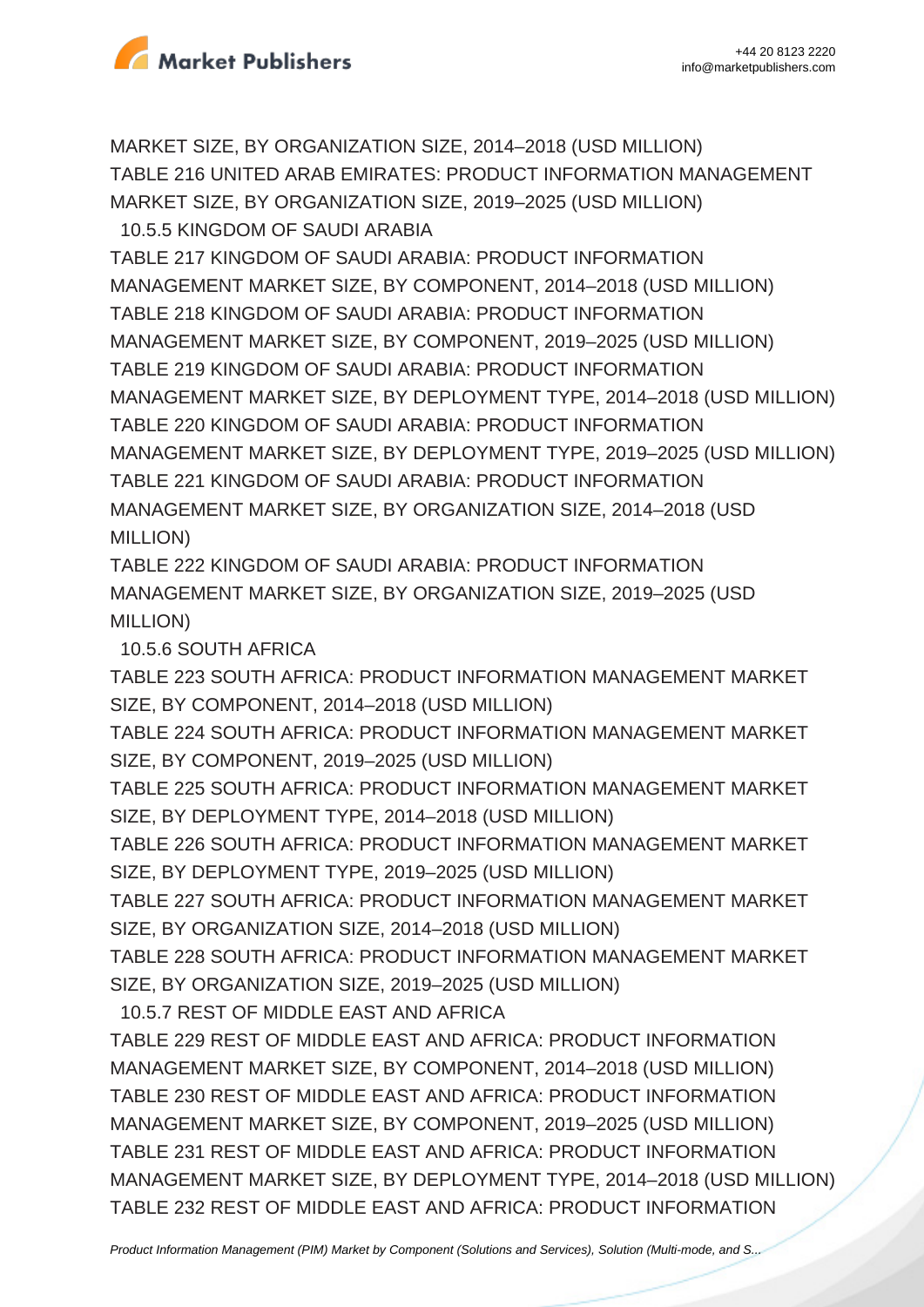MARKET SIZE, BY ORGANIZATION SIZE, 2014–2018 (USD MILLION)
TABLE 216 UNITED ARAB EMIRATES: PRODUCT INFORMATION MANAGEMENT MARKET SIZE, BY ORGANIZATION SIZE, 2019–2025 (USD MILLION)

10.5.5 KINGDOM OF SAUDI ARABIA

TABLE 217 KINGDOM OF SAUDI ARABIA: PRODUCT INFORMATION MANAGEMENT MARKET SIZE, BY COMPONENT, 2014–2018 (USD MILLION)
TABLE 218 KINGDOM OF SAUDI ARABIA: PRODUCT INFORMATION MANAGEMENT MARKET SIZE, BY COMPONENT, 2019–2025 (USD MILLION)
TABLE 219 KINGDOM OF SAUDI ARABIA: PRODUCT INFORMATION MANAGEMENT MARKET SIZE, BY DEPLOYMENT TYPE, 2014–2018 (USD MILLION)
TABLE 220 KINGDOM OF SAUDI ARABIA: PRODUCT INFORMATION MANAGEMENT MARKET SIZE, BY DEPLOYMENT TYPE, 2019–2025 (USD MILLION)
TABLE 221 KINGDOM OF SAUDI ARABIA: PRODUCT INFORMATION MANAGEMENT MARKET SIZE, BY ORGANIZATION SIZE, 2014–2018 (USD MILLION)
TABLE 222 KINGDOM OF SAUDI ARABIA: PRODUCT INFORMATION MANAGEMENT MARKET SIZE, BY ORGANIZATION SIZE, 2019–2025 (USD MILLION)

10.5.6 SOUTH AFRICA

TABLE 223 SOUTH AFRICA: PRODUCT INFORMATION MANAGEMENT MARKET SIZE, BY COMPONENT, 2014–2018 (USD MILLION)
TABLE 224 SOUTH AFRICA: PRODUCT INFORMATION MANAGEMENT MARKET SIZE, BY COMPONENT, 2019–2025 (USD MILLION)
TABLE 225 SOUTH AFRICA: PRODUCT INFORMATION MANAGEMENT MARKET SIZE, BY DEPLOYMENT TYPE, 2014–2018 (USD MILLION)
TABLE 226 SOUTH AFRICA: PRODUCT INFORMATION MANAGEMENT MARKET SIZE, BY DEPLOYMENT TYPE, 2019–2025 (USD MILLION)
TABLE 227 SOUTH AFRICA: PRODUCT INFORMATION MANAGEMENT MARKET SIZE, BY ORGANIZATION SIZE, 2014–2018 (USD MILLION)
TABLE 228 SOUTH AFRICA: PRODUCT INFORMATION MANAGEMENT MARKET SIZE, BY ORGANIZATION SIZE, 2019–2025 (USD MILLION)

10.5.7 REST OF MIDDLE EAST AND AFRICA

TABLE 229 REST OF MIDDLE EAST AND AFRICA: PRODUCT INFORMATION MANAGEMENT MARKET SIZE, BY COMPONENT, 2014–2018 (USD MILLION)
TABLE 230 REST OF MIDDLE EAST AND AFRICA: PRODUCT INFORMATION MANAGEMENT MARKET SIZE, BY COMPONENT, 2019–2025 (USD MILLION)
TABLE 231 REST OF MIDDLE EAST AND AFRICA: PRODUCT INFORMATION MANAGEMENT MARKET SIZE, BY DEPLOYMENT TYPE, 2014–2018 (USD MILLION)
TABLE 232 REST OF MIDDLE EAST AND AFRICA: PRODUCT INFORMATION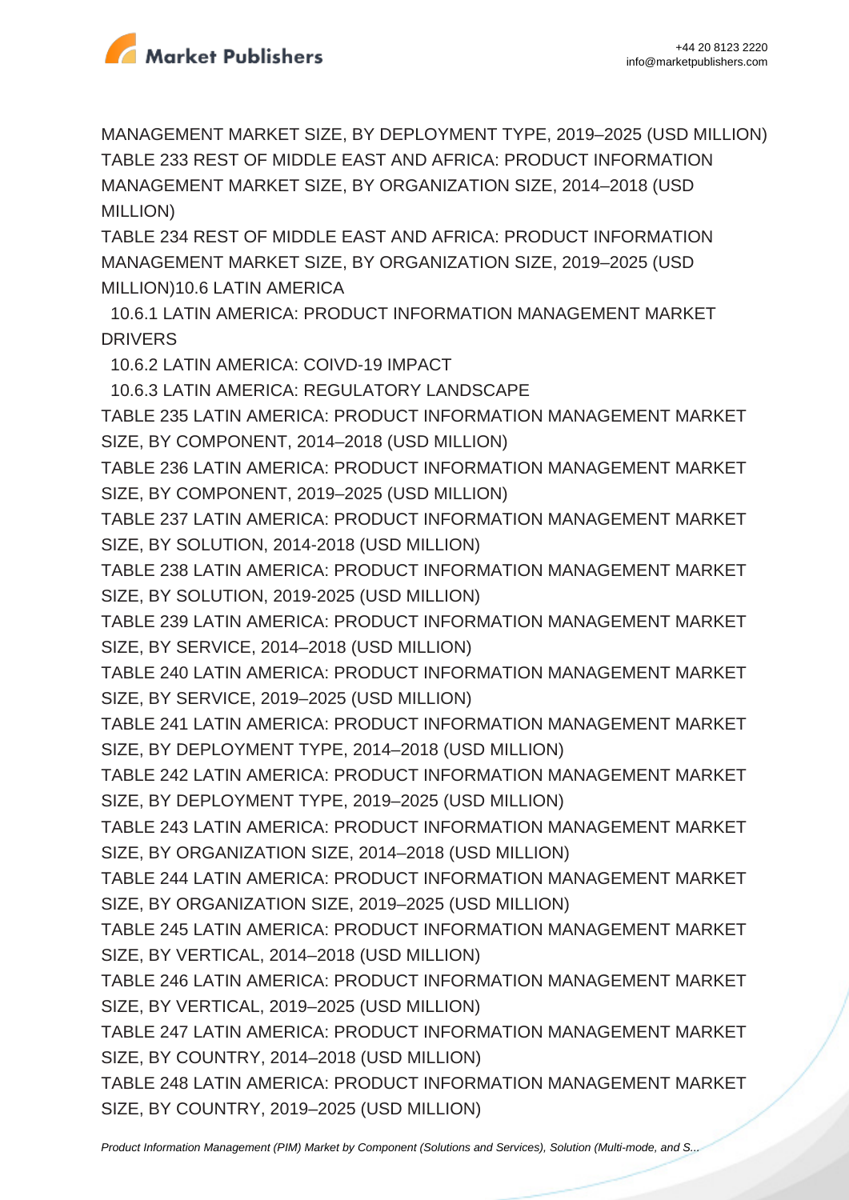MANAGEMENT MARKET SIZE, BY DEPLOYMENT TYPE, 2019–2025 (USD MILLION)

TABLE 233 REST OF MIDDLE EAST AND AFRICA: PRODUCT INFORMATION MANAGEMENT MARKET SIZE, BY ORGANIZATION SIZE, 2014–2018 (USD MILLION)

TABLE 234 REST OF MIDDLE EAST AND AFRICA: PRODUCT INFORMATION MANAGEMENT MARKET SIZE, BY ORGANIZATION SIZE, 2019–2025 (USD MILLION)10.6 LATIN AMERICA

10.6.1 LATIN AMERICA: PRODUCT INFORMATION MANAGEMENT MARKET DRIVERS

10.6.2 LATIN AMERICA: COIVD-19 IMPACT

10.6.3 LATIN AMERICA: REGULATORY LANDSCAPE

TABLE 235 LATIN AMERICA: PRODUCT INFORMATION MANAGEMENT MARKET SIZE, BY COMPONENT, 2014–2018 (USD MILLION)

TABLE 236 LATIN AMERICA: PRODUCT INFORMATION MANAGEMENT MARKET SIZE, BY COMPONENT, 2019–2025 (USD MILLION)

TABLE 237 LATIN AMERICA: PRODUCT INFORMATION MANAGEMENT MARKET SIZE, BY SOLUTION, 2014-2018 (USD MILLION)

TABLE 238 LATIN AMERICA: PRODUCT INFORMATION MANAGEMENT MARKET SIZE, BY SOLUTION, 2019-2025 (USD MILLION)

TABLE 239 LATIN AMERICA: PRODUCT INFORMATION MANAGEMENT MARKET SIZE, BY SERVICE, 2014–2018 (USD MILLION)

TABLE 240 LATIN AMERICA: PRODUCT INFORMATION MANAGEMENT MARKET SIZE, BY SERVICE, 2019–2025 (USD MILLION)

TABLE 241 LATIN AMERICA: PRODUCT INFORMATION MANAGEMENT MARKET SIZE, BY DEPLOYMENT TYPE, 2014–2018 (USD MILLION)

TABLE 242 LATIN AMERICA: PRODUCT INFORMATION MANAGEMENT MARKET SIZE, BY DEPLOYMENT TYPE, 2019–2025 (USD MILLION)

TABLE 243 LATIN AMERICA: PRODUCT INFORMATION MANAGEMENT MARKET SIZE, BY ORGANIZATION SIZE, 2014–2018 (USD MILLION)

TABLE 244 LATIN AMERICA: PRODUCT INFORMATION MANAGEMENT MARKET SIZE, BY ORGANIZATION SIZE, 2019–2025 (USD MILLION)

TABLE 245 LATIN AMERICA: PRODUCT INFORMATION MANAGEMENT MARKET SIZE, BY VERTICAL, 2014–2018 (USD MILLION)

TABLE 246 LATIN AMERICA: PRODUCT INFORMATION MANAGEMENT MARKET SIZE, BY VERTICAL, 2019–2025 (USD MILLION)

TABLE 247 LATIN AMERICA: PRODUCT INFORMATION MANAGEMENT MARKET SIZE, BY COUNTRY, 2014–2018 (USD MILLION)

TABLE 248 LATIN AMERICA: PRODUCT INFORMATION MANAGEMENT MARKET SIZE, BY COUNTRY, 2019–2025 (USD MILLION)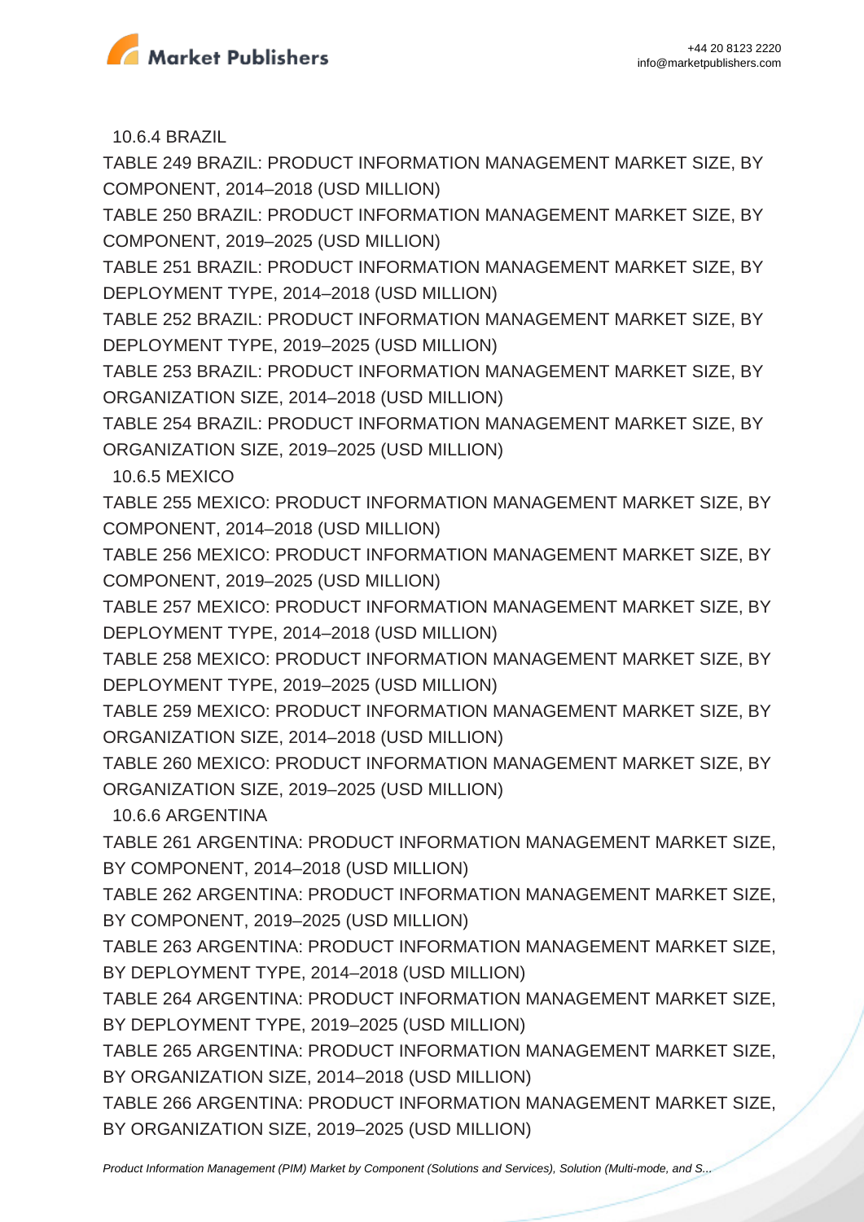10.6.4 BRAZIL

TABLE 249 BRAZIL: PRODUCT INFORMATION MANAGEMENT MARKET SIZE, BY COMPONENT, 2014–2018 (USD MILLION)

TABLE 250 BRAZIL: PRODUCT INFORMATION MANAGEMENT MARKET SIZE, BY COMPONENT, 2019–2025 (USD MILLION)

TABLE 251 BRAZIL: PRODUCT INFORMATION MANAGEMENT MARKET SIZE, BY DEPLOYMENT TYPE, 2014–2018 (USD MILLION)

TABLE 252 BRAZIL: PRODUCT INFORMATION MANAGEMENT MARKET SIZE, BY DEPLOYMENT TYPE, 2019–2025 (USD MILLION)

TABLE 253 BRAZIL: PRODUCT INFORMATION MANAGEMENT MARKET SIZE, BY ORGANIZATION SIZE, 2014–2018 (USD MILLION)

TABLE 254 BRAZIL: PRODUCT INFORMATION MANAGEMENT MARKET SIZE, BY ORGANIZATION SIZE, 2019–2025 (USD MILLION)

10.6.5 MEXICO

TABLE 255 MEXICO: PRODUCT INFORMATION MANAGEMENT MARKET SIZE, BY COMPONENT, 2014–2018 (USD MILLION)

TABLE 256 MEXICO: PRODUCT INFORMATION MANAGEMENT MARKET SIZE, BY COMPONENT, 2019–2025 (USD MILLION)

TABLE 257 MEXICO: PRODUCT INFORMATION MANAGEMENT MARKET SIZE, BY DEPLOYMENT TYPE, 2014–2018 (USD MILLION)

TABLE 258 MEXICO: PRODUCT INFORMATION MANAGEMENT MARKET SIZE, BY DEPLOYMENT TYPE, 2019–2025 (USD MILLION)

TABLE 259 MEXICO: PRODUCT INFORMATION MANAGEMENT MARKET SIZE, BY ORGANIZATION SIZE, 2014–2018 (USD MILLION)

TABLE 260 MEXICO: PRODUCT INFORMATION MANAGEMENT MARKET SIZE, BY ORGANIZATION SIZE, 2019–2025 (USD MILLION)

10.6.6 ARGENTINA

TABLE 261 ARGENTINA: PRODUCT INFORMATION MANAGEMENT MARKET SIZE, BY COMPONENT, 2014–2018 (USD MILLION)

TABLE 262 ARGENTINA: PRODUCT INFORMATION MANAGEMENT MARKET SIZE, BY COMPONENT, 2019–2025 (USD MILLION)

TABLE 263 ARGENTINA: PRODUCT INFORMATION MANAGEMENT MARKET SIZE, BY DEPLOYMENT TYPE, 2014–2018 (USD MILLION)

TABLE 264 ARGENTINA: PRODUCT INFORMATION MANAGEMENT MARKET SIZE, BY DEPLOYMENT TYPE, 2019–2025 (USD MILLION)

TABLE 265 ARGENTINA: PRODUCT INFORMATION MANAGEMENT MARKET SIZE, BY ORGANIZATION SIZE, 2014–2018 (USD MILLION)

TABLE 266 ARGENTINA: PRODUCT INFORMATION MANAGEMENT MARKET SIZE, BY ORGANIZATION SIZE, 2019–2025 (USD MILLION)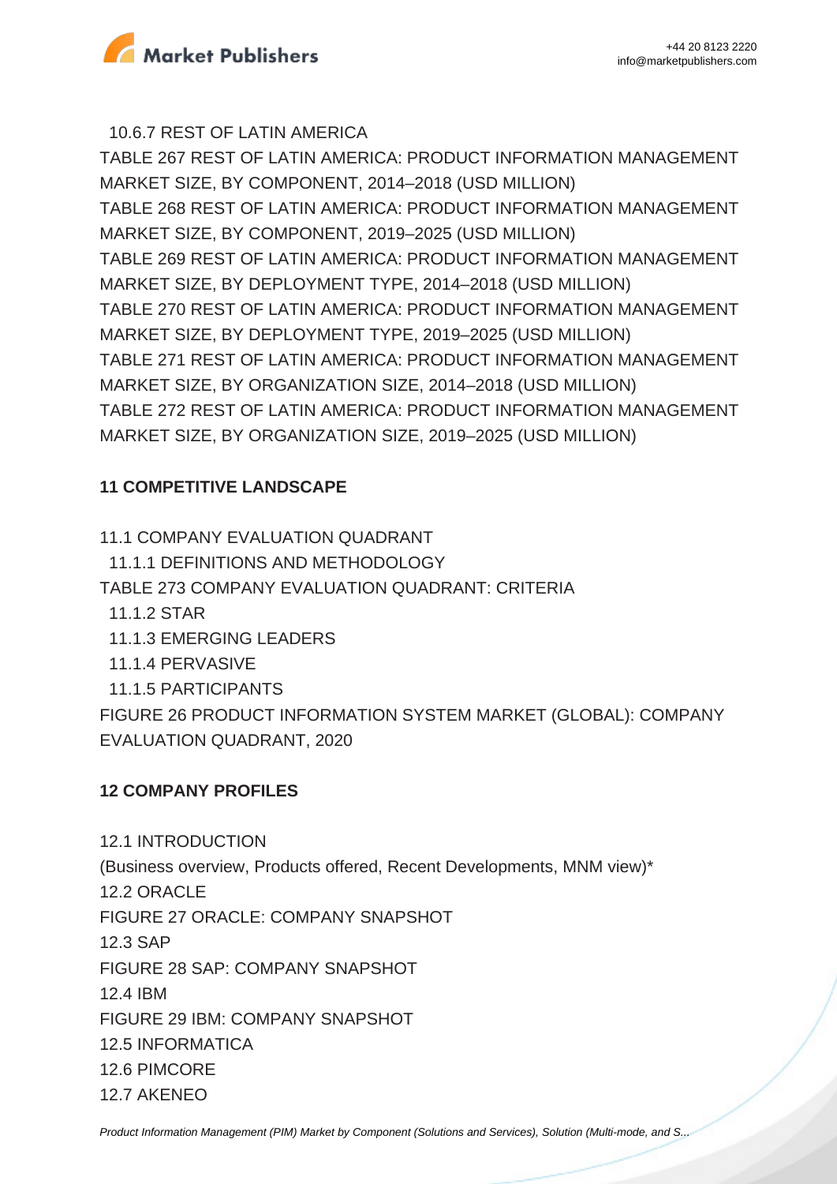10.6.7 REST OF LATIN AMERICA

TABLE 267 REST OF LATIN AMERICA: PRODUCT INFORMATION MANAGEMENT MARKET SIZE, BY COMPONENT, 2014–2018 (USD MILLION)

TABLE 268 REST OF LATIN AMERICA: PRODUCT INFORMATION MANAGEMENT MARKET SIZE, BY COMPONENT, 2019–2025 (USD MILLION)

TABLE 269 REST OF LATIN AMERICA: PRODUCT INFORMATION MANAGEMENT MARKET SIZE, BY DEPLOYMENT TYPE, 2014–2018 (USD MILLION)

TABLE 270 REST OF LATIN AMERICA: PRODUCT INFORMATION MANAGEMENT MARKET SIZE, BY DEPLOYMENT TYPE, 2019–2025 (USD MILLION)

TABLE 271 REST OF LATIN AMERICA: PRODUCT INFORMATION MANAGEMENT MARKET SIZE, BY ORGANIZATION SIZE, 2014–2018 (USD MILLION)

TABLE 272 REST OF LATIN AMERICA: PRODUCT INFORMATION MANAGEMENT MARKET SIZE, BY ORGANIZATION SIZE, 2019–2025 (USD MILLION)

## 11 COMPETITIVE LANDSCAPE

11.1 COMPANY EVALUATION QUADRANT

11.1.1 DEFINITIONS AND METHODOLOGY

TABLE 273 COMPANY EVALUATION QUADRANT: CRITERIA

11.1.2 STAR

11.1.3 EMERGING LEADERS

11.1.4 PERVASIVE

11.1.5 PARTICIPANTS

FIGURE 26 PRODUCT INFORMATION SYSTEM MARKET (GLOBAL): COMPANY EVALUATION QUADRANT, 2020

## 12 COMPANY PROFILES

12.1 INTRODUCTION

(Business overview, Products offered, Recent Developments, MNM view)*

12.2 ORACLE

FIGURE 27 ORACLE: COMPANY SNAPSHOT

12.3 SAP

FIGURE 28 SAP: COMPANY SNAPSHOT

12.4 IBM

FIGURE 29 IBM: COMPANY SNAPSHOT

12.5 INFORMATICA

12.6 PIMCORE

12.7 AKENEO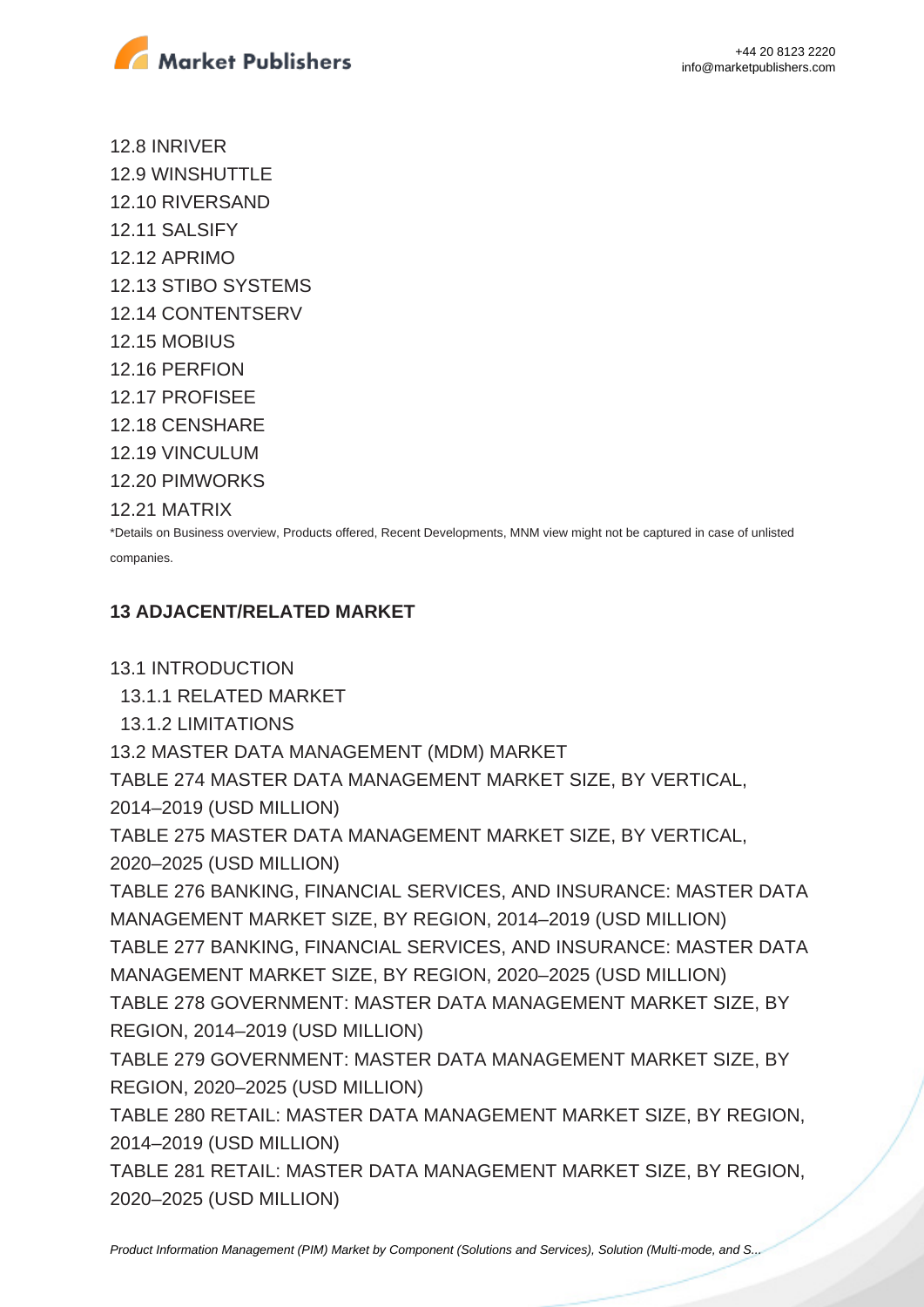12.8 INRIVER
12.9 WINSHUTTLE
12.10 RIVERSAND
12.11 SALSIFY
12.12 APRIMO
12.13 STIBO SYSTEMS
12.14 CONTENTSERV
12.15 MOBIUS
12.16 PERFION
12.17 PROFISEE
12.18 CENSHARE
12.19 VINCULUM
12.20 PIMWORKS
12.21 MATRIX

*Details on Business overview, Products offered, Recent Developments, MNM view might not be captured in case of unlisted companies.

**13 ADJACENT/RELATED MARKET**

13.1 INTRODUCTION
  13.1.1 RELATED MARKET
  13.1.2 LIMITATIONS
13.2 MASTER DATA MANAGEMENT (MDM) MARKET
TABLE 274 MASTER DATA MANAGEMENT MARKET SIZE, BY VERTICAL, 2014–2019 (USD MILLION)
TABLE 275 MASTER DATA MANAGEMENT MARKET SIZE, BY VERTICAL, 2020–2025 (USD MILLION)
TABLE 276 BANKING, FINANCIAL SERVICES, AND INSURANCE: MASTER DATA MANAGEMENT MARKET SIZE, BY REGION, 2014–2019 (USD MILLION)
TABLE 277 BANKING, FINANCIAL SERVICES, AND INSURANCE: MASTER DATA MANAGEMENT MARKET SIZE, BY REGION, 2020–2025 (USD MILLION)
TABLE 278 GOVERNMENT: MASTER DATA MANAGEMENT MARKET SIZE, BY REGION, 2014–2019 (USD MILLION)
TABLE 279 GOVERNMENT: MASTER DATA MANAGEMENT MARKET SIZE, BY REGION, 2020–2025 (USD MILLION)
TABLE 280 RETAIL: MASTER DATA MANAGEMENT MARKET SIZE, BY REGION, 2014–2019 (USD MILLION)
TABLE 281 RETAIL: MASTER DATA MANAGEMENT MARKET SIZE, BY REGION, 2020–2025 (USD MILLION)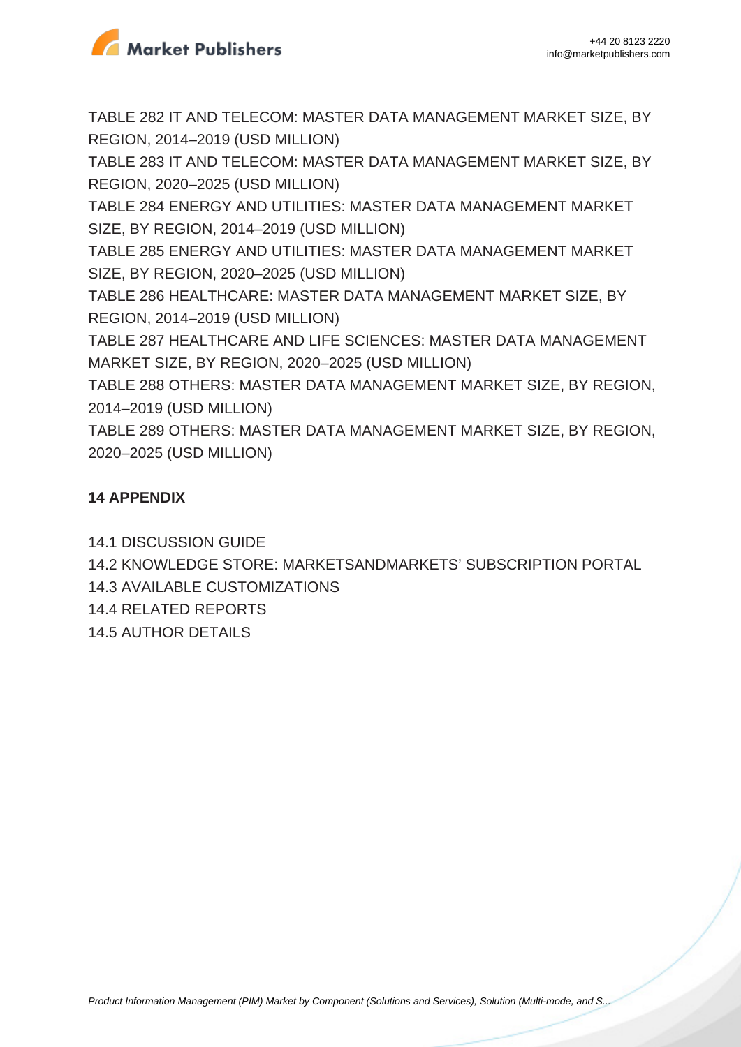TABLE 282 IT AND TELECOM: MASTER DATA MANAGEMENT MARKET SIZE, BY REGION, 2014–2019 (USD MILLION)

TABLE 283 IT AND TELECOM: MASTER DATA MANAGEMENT MARKET SIZE, BY REGION, 2020–2025 (USD MILLION)

TABLE 284 ENERGY AND UTILITIES: MASTER DATA MANAGEMENT MARKET SIZE, BY REGION, 2014–2019 (USD MILLION)

TABLE 285 ENERGY AND UTILITIES: MASTER DATA MANAGEMENT MARKET SIZE, BY REGION, 2020–2025 (USD MILLION)

TABLE 286 HEALTHCARE: MASTER DATA MANAGEMENT MARKET SIZE, BY REGION, 2014–2019 (USD MILLION)

TABLE 287 HEALTHCARE AND LIFE SCIENCES: MASTER DATA MANAGEMENT MARKET SIZE, BY REGION, 2020–2025 (USD MILLION)

TABLE 288 OTHERS: MASTER DATA MANAGEMENT MARKET SIZE, BY REGION, 2014–2019 (USD MILLION)

TABLE 289 OTHERS: MASTER DATA MANAGEMENT MARKET SIZE, BY REGION, 2020–2025 (USD MILLION)

**14 APPENDIX**

14.1 DISCUSSION GUIDE

14.2 KNOWLEDGE STORE: MARKETSANDMARKETS' SUBSCRIPTION PORTAL

14.3 AVAILABLE CUSTOMIZATIONS

14.4 RELATED REPORTS

14.5 AUTHOR DETAILS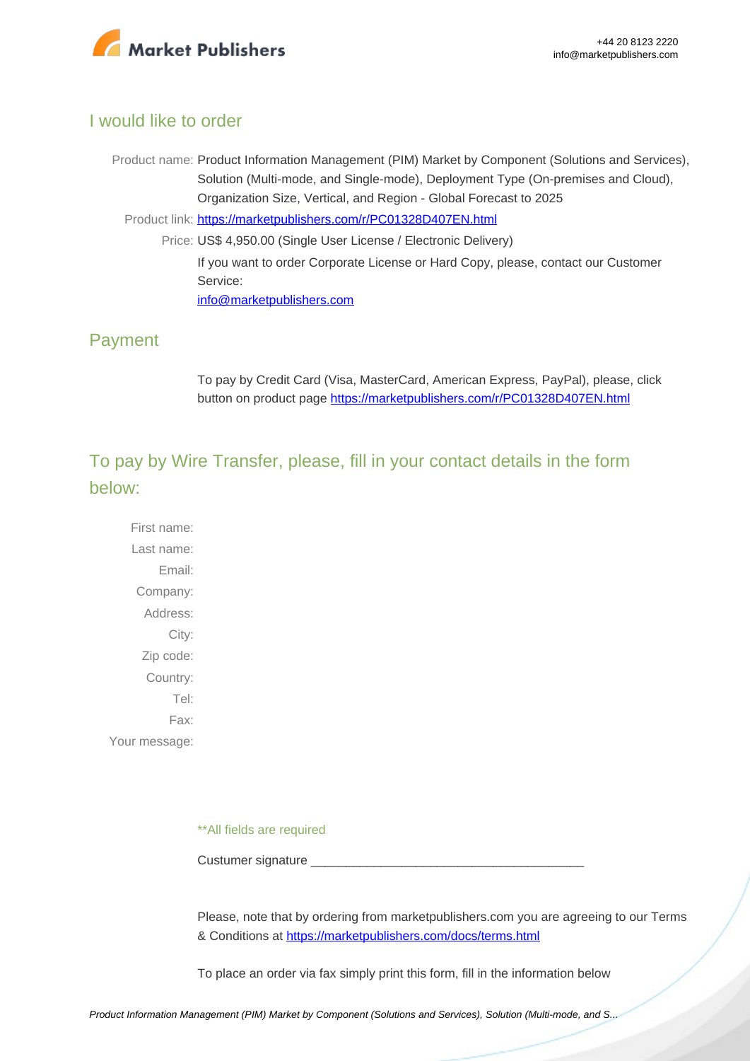## I would like to order

Product name: Product Information Management (PIM) Market by Component (Solutions and Services), Solution (Multi-mode, and Single-mode), Deployment Type (On-premises and Cloud), Organization Size, Vertical, and Region - Global Forecast to 2025

Product link: [https://marketpublishers.com/r/PC01328D407EN.html](https://marketpublishers.com/r/PC01328D407EN.html)

Price: US$ 4,950.00 (Single User License / Electronic Delivery)

If you want to order Corporate License or Hard Copy, please, contact our Customer Service:

[info@marketpublishers.com](mailto:info@marketpublishers.com)

## Payment

To pay by Credit Card (Visa, MasterCard, American Express, PayPal), please, click button on product page [https://marketpublishers.com/r/PC01328D407EN.html](https://marketpublishers.com/r/PC01328D407EN.html)

## To pay by Wire Transfer, please, fill in your contact details in the form below:

First name:

Last name:

Email:

Company:

Address:

City:

Zip code:

Country:

Tel:

Fax:

Your message:

**All fields are required

Custumer signature _______________________________________

Please, note that by ordering from marketpublishers.com you are agreeing to our Terms & Conditions at [https://marketpublishers.com/docs/terms.html](https://marketpublishers.com/docs/terms.html)

To place an order via fax simply print this form, fill in the information below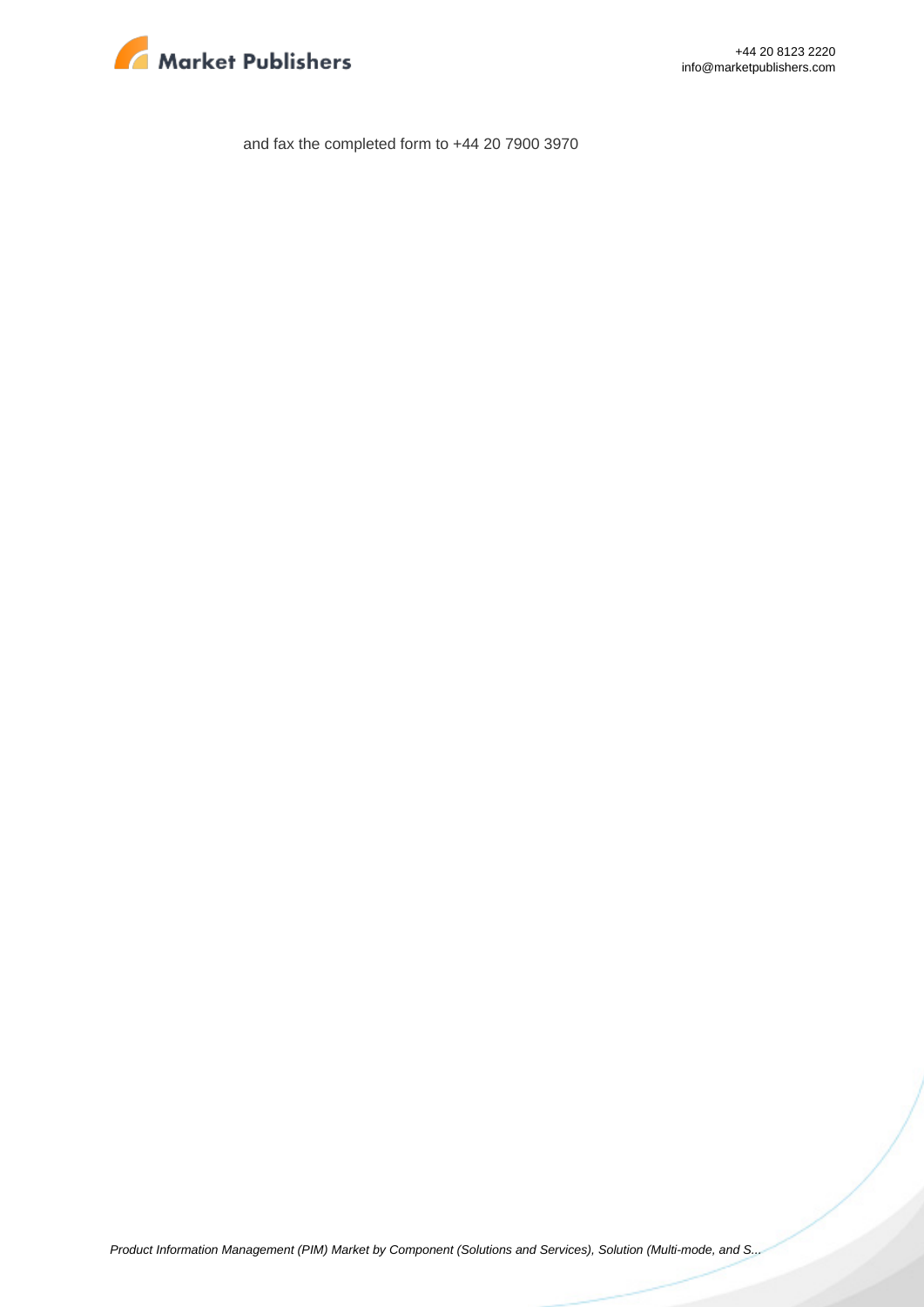and fax the completed form to +44 20 7900 3970